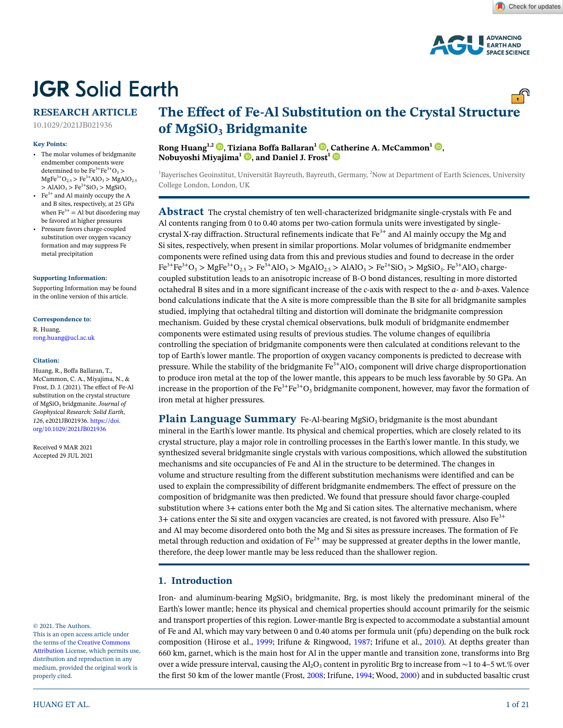JGR Solid Earth

RESEARCH ARTICLE

10.1029/2021JB021936

# The Effect of Fe-Al Substitution on the Crystal Structure of $MgSiO_3$ Bridgmanite

**Rong Huang**[1,2], **Tiziana Boffa Ballaran**[1], **Catherine A. McCammon**[1], **Nobuyoshi Miyajima**[1], **and Daniel J. Frost**[1]

[1]Bayerisches Geoinstitut, Universität Bayreuth, Bayreuth, Germany, [2]Now at Department of Earth Sciences, University College London, London, UK

**Key Points:**

- The molar volumes of bridgmanite endmember components were determined to be $Fe^{3+}Fe^{3+}O_3$ > $MgFe^{3+}O_{2.5}$ > $Fe^{3+}AlO_3$ > $MgAlO_{2.5}$ > $AlAlO_3$ > $Fe^{2+}SiO_3$ > $MgSiO_3$
- $Fe^{3+}$ and Al mainly occupy the A and B sites, respectively, at 25 GPa when $Fe^{3+}$ = Al but disordering may be favored at higher pressures
- Pressure favors charge-coupled substitution over oxygen vacancy formation and may suppress Fe metal precipitation

**Supporting Information:**

Supporting Information may be found in the online version of this article.

**Correspondence to:**

R. Huang,
rong.huang@ucl.ac.uk

**Citation:**

Huang, R., Boffa Ballaran, T., McCammon, C. A., Miyajima, N., & Frost, D. J. (2021). The effect of Fe-Al substitution on the crystal structure of $MgSiO_3$ bridgmanite. *Journal of Geophysical Research: Solid Earth*, *126*, e2021JB021936. https://doi.org/10.1029/2021JB021936

Received 9 MAR 2021
Accepted 29 JUL 2021

© 2021. The Authors.
This is an open access article under the terms of the Creative Commons Attribution License, which permits use, distribution and reproduction in any medium, provided the original work is properly cited.

## Abstract

The crystal chemistry of ten well-characterized bridgmanite single-crystals with Fe and Al contents ranging from 0 to 0.40 atoms per two-cation formula units were investigated by single-crystal X-ray diffraction. Structural refinements indicate that $Fe^{3+}$ and Al mainly occupy the Mg and Si sites, respectively, when present in similar proportions. Molar volumes of bridgmanite endmember components were refined using data from this and previous studies and found to decrease in the order $Fe^{3+}Fe^{3+}O_3$ > $MgFe^{3+}O_{2.5}$ > $Fe^{3+}AlO_3$ > $MgAlO_{2.5}$ > $AlAlO_3$ > $Fe^{2+}SiO_3$ > $MgSiO_3$. $Fe^{3+}AlO_3$ charge-coupled substitution leads to an anisotropic increase of B-O bond distances, resulting in more distorted octahedral B sites and in a more significant increase of the *c*-axis with respect to the *a*- and *b*-axes. Valence bond calculations indicate that the A site is more compressible than the B site for all bridgmanite samples studied, implying that octahedral tilting and distortion will dominate the bridgmanite compression mechanism. Guided by these crystal chemical observations, bulk moduli of bridgmanite endmember components were estimated using results of previous studies. The volume changes of equilibria controlling the speciation of bridgmanite components were then calculated at conditions relevant to the top of Earth's lower mantle. The proportion of oxygen vacancy components is predicted to decrease with pressure. While the stability of the bridgmanite $Fe^{3+}AlO_3$ component will drive charge disproportionation to produce iron metal at the top of the lower mantle, this appears to be much less favorable by 50 GPa. An increase in the proportion of the $Fe^{3+}Fe^{3+}O_3$ bridgmanite component, however, may favor the formation of iron metal at higher pressures.

## Plain Language Summary

Fe-Al-bearing $MgSiO_3$ bridgmanite is the most abundant mineral in the Earth's lower mantle. Its physical and chemical properties, which are closely related to its crystal structure, play a major role in controlling processes in the Earth's lower mantle. In this study, we synthesized several bridgmanite single crystals with various compositions, which allowed the substitution mechanisms and site occupancies of Fe and Al in the structure to be determined. The changes in volume and structure resulting from the different substitution mechanisms were identified and can be used to explain the compressibility of different bridgmanite endmembers. The effect of pressure on the composition of bridgmanite was then predicted. We found that pressure should favor charge-coupled substitution where 3+ cations enter both the Mg and Si cation sites. The alternative mechanism, where 3+ cations enter the Si site and oxygen vacancies are created, is not favored with pressure. Also $Fe^{3+}$ and Al may become disordered onto both the Mg and Si sites as pressure increases. The formation of Fe metal through reduction and oxidation of $Fe^{2+}$ may be suppressed at greater depths in the lower mantle, therefore, the deep lower mantle may be less reduced than the shallower region.

## 1. Introduction

Iron- and aluminum-bearing $MgSiO_3$ bridgmanite, Brg, is most likely the predominant mineral of the Earth's lower mantle; hence its physical and chemical properties should account primarily for the seismic and transport properties of this region. Lower-mantle Brg is expected to accommodate a substantial amount of Fe and Al, which may vary between 0 and 0.40 atoms per formula unit (pfu) depending on the bulk rock composition (Hirose et al., 1999; Irifune & Ringwood, 1987; Irifune et al., 2010). At depths greater than 660 km, garnet, which is the main host for Al in the upper mantle and transition zone, transforms into Brg over a wide pressure interval, causing the $Al_2O_3$ content in pyrolitic Brg to increase from ~1 to 4–5 wt.% over the first 50 km of the lower mantle (Frost, 2008; Irifune, 1994; Wood, 2000) and in subducted basaltic crust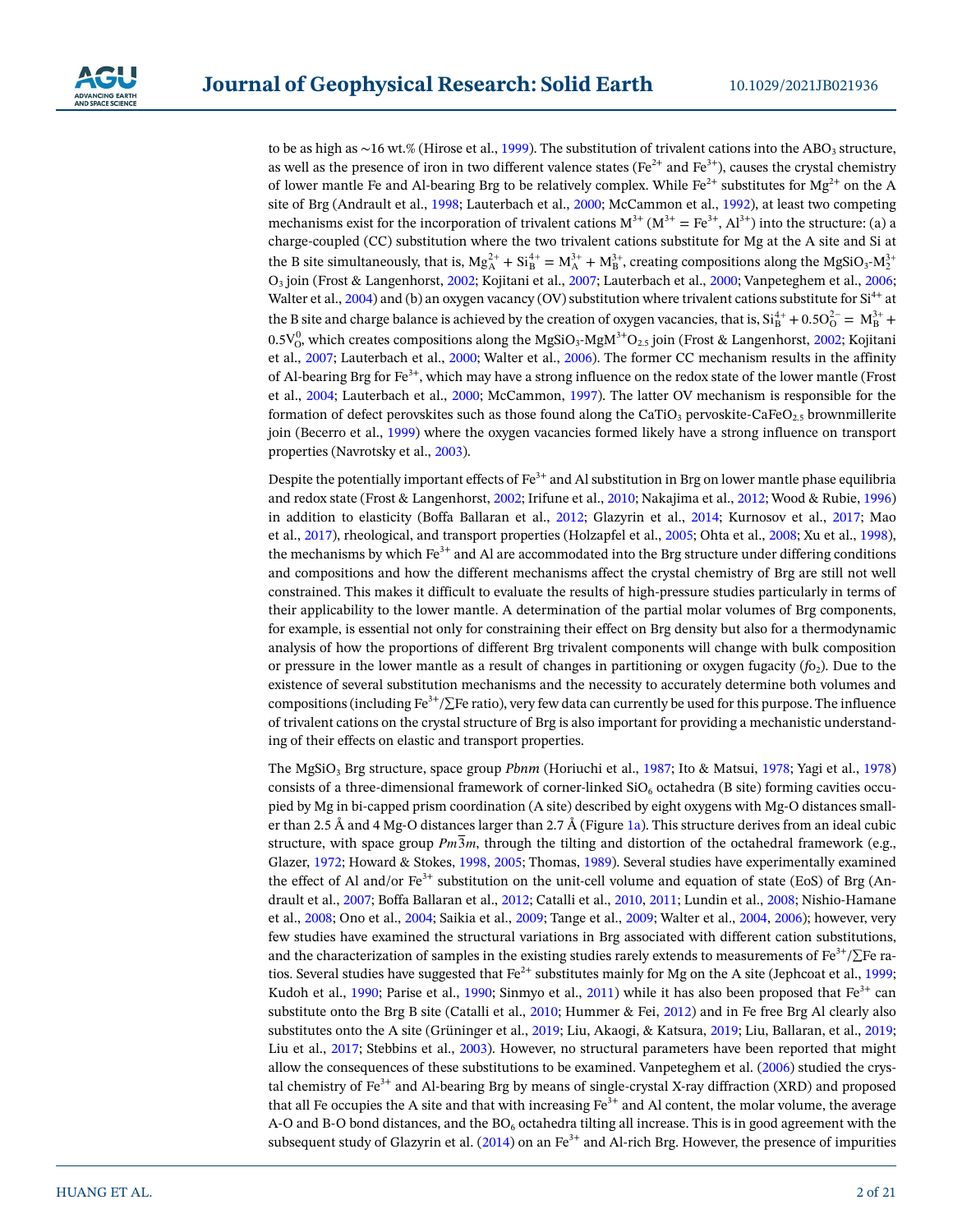to be as high as ∼16 wt.% (Hirose et al., 1999). The substitution of trivalent cations into the $ABO_3$ structure, as well as the presence of iron in two different valence states ($Fe^{2+}$ and $Fe^{3+}$), causes the crystal chemistry of lower mantle Fe and Al-bearing Brg to be relatively complex. While $Fe^{2+}$ substitutes for $Mg^{2+}$ on the A site of Brg (Andrault et al., 1998; Lauterbach et al., 2000; McCammon et al., 1992), at least two competing mechanisms exist for the incorporation of trivalent cations $M^{3+}$ ($M^{3+} = Fe^{3+}$, $Al^{3+}$) into the structure: (a) a charge-coupled (CC) substitution where the two trivalent cations substitute for Mg at the A site and Si at the B site simultaneously, that is, $Mg^{2+}_A + Si^{4+}_B = M^{3+}_A + M^{3+}_B$, creating compositions along the $MgSiO_3$-$M^{3+}_2O_3$ join (Frost & Langenhorst, 2002; Kojitani et al., 2007; Lauterbach et al., 2000; Vanpeteghem et al., 2006; Walter et al., 2004) and (b) an oxygen vacancy (OV) substitution where trivalent cations substitute for $Si^{4+}$ at the B site and charge balance is achieved by the creation of oxygen vacancies, that is, $Si^{4+}_B + 0.5O^{2-}_O = M^{3+}_B + 0.5V^0_O$, which creates compositions along the $MgSiO_3$-$MgM^{3+}O_{2.5}$ join (Frost & Langenhorst, 2002; Kojitani et al., 2007; Lauterbach et al., 2000; Walter et al., 2006). The former CC mechanism results in the affinity of Al-bearing Brg for $Fe^{3+}$, which may have a strong influence on the redox state of the lower mantle (Frost et al., 2004; Lauterbach et al., 2000; McCammon, 1997). The latter OV mechanism is responsible for the formation of defect perovskites such as those found along the $CaTiO_3$ pervoskite-$CaFeO_{2.5}$ brownmillerite join (Becerro et al., 1999) where the oxygen vacancies formed likely have a strong influence on transport properties (Navrotsky et al., 2003).

Despite the potentially important effects of $Fe^{3+}$ and Al substitution in Brg on lower mantle phase equilibria and redox state (Frost & Langenhorst, 2002; Irifune et al., 2010; Nakajima et al., 2012; Wood & Rubie, 1996) in addition to elasticity (Boffa Ballaran et al., 2012; Glazyrin et al., 2014; Kurnosov et al., 2017; Mao et al., 2017), rheological, and transport properties (Holzapfel et al., 2005; Ohta et al., 2008; Xu et al., 1998), the mechanisms by which $Fe^{3+}$ and Al are accommodated into the Brg structure under differing conditions and compositions and how the different mechanisms affect the crystal chemistry of Brg are still not well constrained. This makes it difficult to evaluate the results of high-pressure studies particularly in terms of their applicability to the lower mantle. A determination of the partial molar volumes of Brg components, for example, is essential not only for constraining their effect on Brg density but also for a thermodynamic analysis of how the proportions of different Brg trivalent components will change with bulk composition or pressure in the lower mantle as a result of changes in partitioning or oxygen fugacity ($fo_2$). Due to the existence of several substitution mechanisms and the necessity to accurately determine both volumes and compositions (including $Fe^{3+}/\sum Fe$ ratio), very few data can currently be used for this purpose. The influence of trivalent cations on the crystal structure of Brg is also important for providing a mechanistic understanding of their effects on elastic and transport properties.

The $MgSiO_3$ Brg structure, space group *Pbnm* (Horiuchi et al., 1987; Ito & Matsui, 1978; Yagi et al., 1978) consists of a three-dimensional framework of corner-linked $SiO_6$ octahedra (B site) forming cavities occupied by Mg in bi-capped prism coordination (A site) described by eight oxygens with Mg-O distances smaller than 2.5 Å and 4 Mg-O distances larger than 2.7 Å (Figure 1a). This structure derives from an ideal cubic structure, with space group $Pm\overline{3}m$, through the tilting and distortion of the octahedral framework (e.g., Glazer, 1972; Howard & Stokes, 1998, 2005; Thomas, 1989). Several studies have experimentally examined the effect of Al and/or $Fe^{3+}$ substitution on the unit-cell volume and equation of state (EoS) of Brg (Andrault et al., 2007; Boffa Ballaran et al., 2012; Catalli et al., 2010, 2011; Lundin et al., 2008; Nishio-Hamane et al., 2008; Ono et al., 2004; Saikia et al., 2009; Tange et al., 2009; Walter et al., 2004, 2006); however, very few studies have examined the structural variations in Brg associated with different cation substitutions, and the characterization of samples in the existing studies rarely extends to measurements of $Fe^{3+}/\sum Fe$ ratios. Several studies have suggested that $Fe^{2+}$ substitutes mainly for Mg on the A site (Jephcoat et al., 1999; Kudoh et al., 1990; Parise et al., 1990; Sinmyo et al., 2011) while it has also been proposed that $Fe^{3+}$ can substitute onto the Brg B site (Catalli et al., 2010; Hummer & Fei, 2012) and in Fe free Brg Al clearly also substitutes onto the A site (Grüninger et al., 2019; Liu, Akaogi, & Katsura, 2019; Liu, Ballaran, et al., 2019; Liu et al., 2017; Stebbins et al., 2003). However, no structural parameters have been reported that might allow the consequences of these substitutions to be examined. Vanpeteghem et al. (2006) studied the crystal chemistry of $Fe^{3+}$ and Al-bearing Brg by means of single-crystal X-ray diffraction (XRD) and proposed that all Fe occupies the A site and that with increasing $Fe^{3+}$ and Al content, the molar volume, the average A-O and B-O bond distances, and the $BO_6$ octahedra tilting all increase. This is in good agreement with the subsequent study of Glazyrin et al. (2014) on an $Fe^{3+}$ and Al-rich Brg. However, the presence of impurities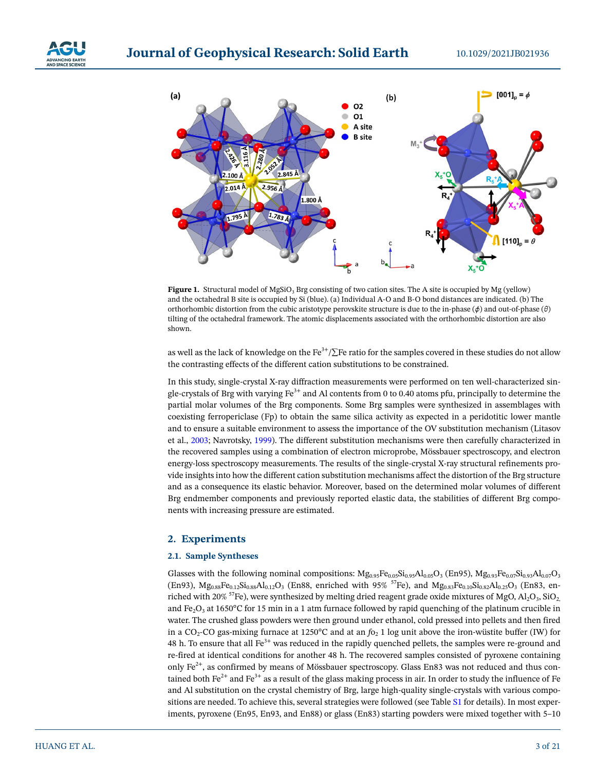**Figure 1.** Structural model of $MgSiO_3$ Brg consisting of two cation sites. The A site is occupied by Mg (yellow) and the octahedral B site is occupied by Si (blue). (a) Individual A-O and B-O bond distances are indicated. (b) The orthorhombic distortion from the cubic aristotype perovskite structure is due to the in-phase ($\phi$) and out-of-phase ($\theta$) tilting of the octahedral framework. The atomic displacements associated with the orthorhombic distortion are also shown.

as well as the lack of knowledge on the $Fe^{3+}/\sum Fe$ ratio for the samples covered in these studies do not allow the contrasting effects of the different cation substitutions to be constrained.

In this study, single-crystal X-ray diffraction measurements were performed on ten well-characterized single-crystals of Brg with varying $Fe^{3+}$ and Al contents from 0 to 0.40 atoms pfu, principally to determine the partial molar volumes of the Brg components. Some Brg samples were synthesized in assemblages with coexisting ferropericlase (Fp) to obtain the same silica activity as expected in a peridotitic lower mantle and to ensure a suitable environment to assess the importance of the OV substitution mechanism (Litasov et al., 2003; Navrotsky, 1999). The different substitution mechanisms were then carefully characterized in the recovered samples using a combination of electron microprobe, Mössbauer spectroscopy, and electron energy-loss spectroscopy measurements. The results of the single-crystal X-ray structural refinements provide insights into how the different cation substitution mechanisms affect the distortion of the Brg structure and as a consequence its elastic behavior. Moreover, based on the determined molar volumes of different Brg endmember components and previously reported elastic data, the stabilities of different Brg components with increasing pressure are estimated.

## 2. Experiments

### 2.1. Sample Syntheses

Glasses with the following nominal compositions: $Mg_{0.95}Fe_{0.05}Si_{0.95}Al_{0.05}O_3$ (En95), $Mg_{0.93}Fe_{0.07}Si_{0.93}Al_{0.07}O_3$ (En93), $Mg_{0.88}Fe_{0.12}Si_{0.88}Al_{0.12}O_3$ (En88, enriched with 95% $^{57}Fe$), and $Mg_{0.83}Fe_{0.10}Si_{0.82}Al_{0.25}O_3$ (En83, enriched with 20% $^{57}Fe$), were synthesized by melting dried reagent grade oxide mixtures of MgO, $Al_2O_3$, $SiO_2$, and $Fe_2O_3$ at 1650°C for 15 min in a 1 atm furnace followed by rapid quenching of the platinum crucible in water. The crushed glass powders were then ground under ethanol, cold pressed into pellets and then fired in a $CO_2$-CO gas-mixing furnace at 1250°C and at an $fo_2$ 1 log unit above the iron-wüstite buffer (IW) for 48 h. To ensure that all $Fe^{3+}$ was reduced in the rapidly quenched pellets, the samples were re-ground and re-fired at identical conditions for another 48 h. The recovered samples consisted of pyroxene containing only $Fe^{2+}$, as confirmed by means of Mössbauer spectroscopy. Glass En83 was not reduced and thus contained both $Fe^{2+}$ and $Fe^{3+}$ as a result of the glass making process in air. In order to study the influence of Fe and Al substitution on the crystal chemistry of Brg, large high-quality single-crystals with various compositions are needed. To achieve this, several strategies were followed (see Table S1 for details). In most experiments, pyroxene (En95, En93, and En88) or glass (En83) starting powders were mixed together with 5–10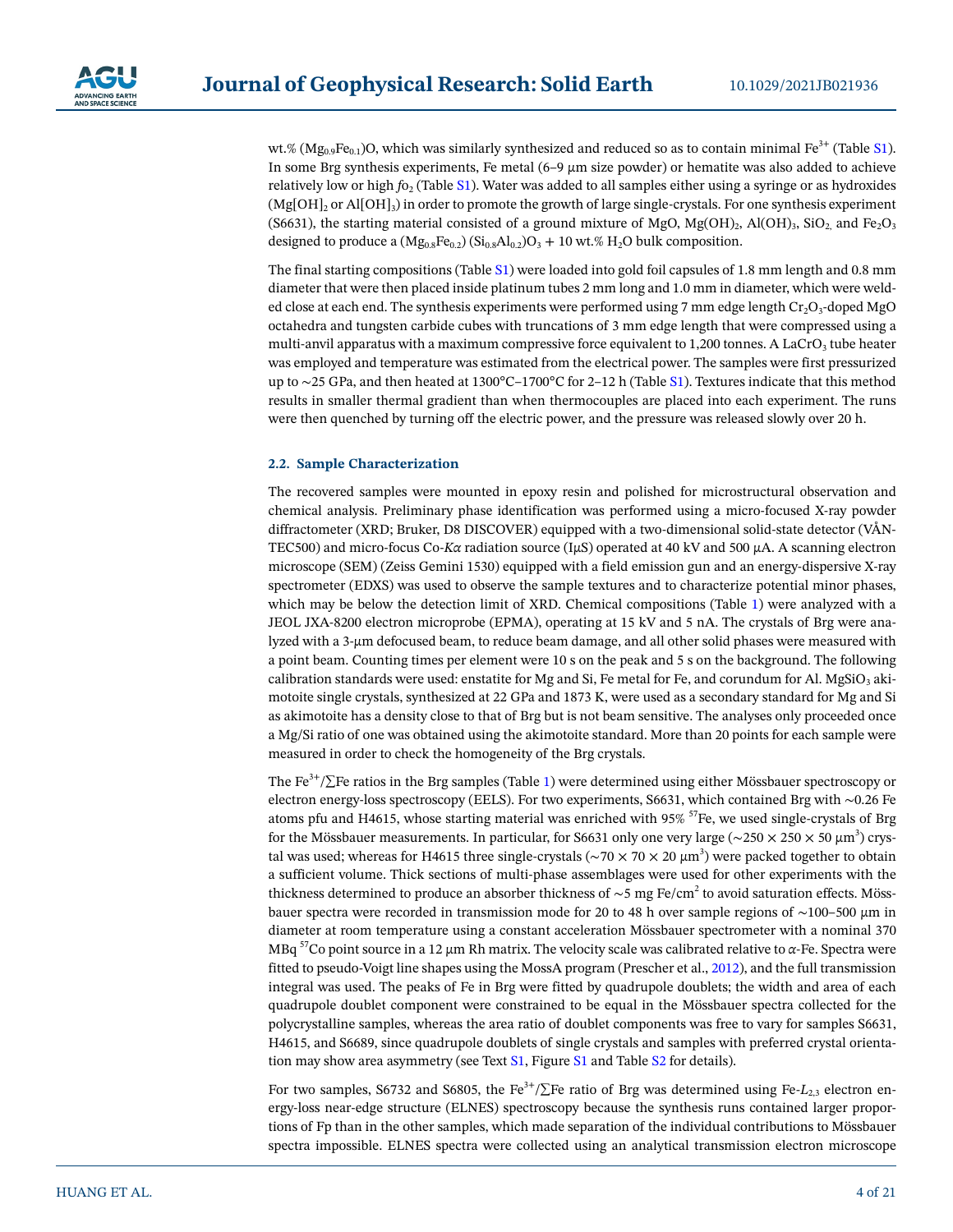wt.% $(Mg_{0.9}Fe_{0.1})O$, which was similarly synthesized and reduced so as to contain minimal $Fe^{3+}$ (Table S1). In some Brg synthesis experiments, Fe metal (6–9 μm size powder) or hematite was also added to achieve relatively low or high $fo_2$ (Table S1). Water was added to all samples either using a syringe or as hydroxides ($Mg[OH]_2$ or $Al[OH]_3$) in order to promote the growth of large single-crystals. For one synthesis experiment (S6631), the starting material consisted of a ground mixture of MgO, $Mg(OH)_2$, $Al(OH)_3$, $SiO_2$, and $Fe_2O_3$ designed to produce a $(Mg_{0.8}Fe_{0.2})(Si_{0.8}Al_{0.2})O_3$ + 10 wt.% $H_2O$ bulk composition.

The final starting compositions (Table S1) were loaded into gold foil capsules of 1.8 mm length and 0.8 mm diameter that were then placed inside platinum tubes 2 mm long and 1.0 mm in diameter, which were welded close at each end. The synthesis experiments were performed using 7 mm edge length $Cr_2O_3$-doped MgO octahedra and tungsten carbide cubes with truncations of 3 mm edge length that were compressed using a multi-anvil apparatus with a maximum compressive force equivalent to 1,200 tonnes. A $LaCrO_3$ tube heater was employed and temperature was estimated from the electrical power. The samples were first pressurized up to ∼25 GPa, and then heated at 1300°C–1700°C for 2–12 h (Table S1). Textures indicate that this method results in smaller thermal gradient than when thermocouples are placed into each experiment. The runs were then quenched by turning off the electric power, and the pressure was released slowly over 20 h.

### 2.2. Sample Characterization

The recovered samples were mounted in epoxy resin and polished for microstructural observation and chemical analysis. Preliminary phase identification was performed using a micro-focused X-ray powder diffractometer (XRD; Bruker, D8 DISCOVER) equipped with a two-dimensional solid-state detector (VÅNTEC500) and micro-focus Co-*Kα* radiation source (IμS) operated at 40 kV and 500 μA. A scanning electron microscope (SEM) (Zeiss Gemini 1530) equipped with a field emission gun and an energy-dispersive X-ray spectrometer (EDXS) was used to observe the sample textures and to characterize potential minor phases, which may be below the detection limit of XRD. Chemical compositions (Table 1) were analyzed with a JEOL JXA-8200 electron microprobe (EPMA), operating at 15 kV and 5 nA. The crystals of Brg were analyzed with a 3-μm defocused beam, to reduce beam damage, and all other solid phases were measured with a point beam. Counting times per element were 10 s on the peak and 5 s on the background. The following calibration standards were used: enstatite for Mg and Si, Fe metal for Fe, and corundum for Al. $MgSiO_3$ akimotoite single crystals, synthesized at 22 GPa and 1873 K, were used as a secondary standard for Mg and Si as akimotoite has a density close to that of Brg but is not beam sensitive. The analyses only proceeded once a Mg/Si ratio of one was obtained using the akimotoite standard. More than 20 points for each sample were measured in order to check the homogeneity of the Brg crystals.

The $Fe^{3+}/\sum Fe$ ratios in the Brg samples (Table 1) were determined using either Mössbauer spectroscopy or electron energy-loss spectroscopy (EELS). For two experiments, S6631, which contained Brg with ∼0.26 Fe atoms pfu and H4615, whose starting material was enriched with 95% $^{57}Fe$, we used single-crystals of Brg for the Mössbauer measurements. In particular, for S6631 only one very large (∼250 × 250 × 50 $\mu m^3$) crystal was used; whereas for H4615 three single-crystals (∼70 × 70 × 20 $\mu m^3$) were packed together to obtain a sufficient volume. Thick sections of multi-phase assemblages were used for other experiments with the thickness determined to produce an absorber thickness of ∼5 mg Fe/$cm^2$ to avoid saturation effects. Mössbauer spectra were recorded in transmission mode for 20 to 48 h over sample regions of ∼100–500 μm in diameter at room temperature using a constant acceleration Mössbauer spectrometer with a nominal 370 MBq $^{57}Co$ point source in a 12 μm Rh matrix. The velocity scale was calibrated relative to *α*-Fe. Spectra were fitted to pseudo-Voigt line shapes using the MossA program (Prescher et al., 2012), and the full transmission integral was used. The peaks of Fe in Brg were fitted by quadrupole doublets; the width and area of each quadrupole doublet component were constrained to be equal in the Mössbauer spectra collected for the polycrystalline samples, whereas the area ratio of doublet components was free to vary for samples S6631, H4615, and S6689, since quadrupole doublets of single crystals and samples with preferred crystal orientation may show area asymmetry (see Text S1, Figure S1 and Table S2 for details).

For two samples, S6732 and S6805, the $Fe^{3+}/\sum Fe$ ratio of Brg was determined using Fe-$L_{2,3}$ electron energy-loss near-edge structure (ELNES) spectroscopy because the synthesis runs contained larger proportions of Fp than in the other samples, which made separation of the individual contributions to Mössbauer spectra impossible. ELNES spectra were collected using an analytical transmission electron microscope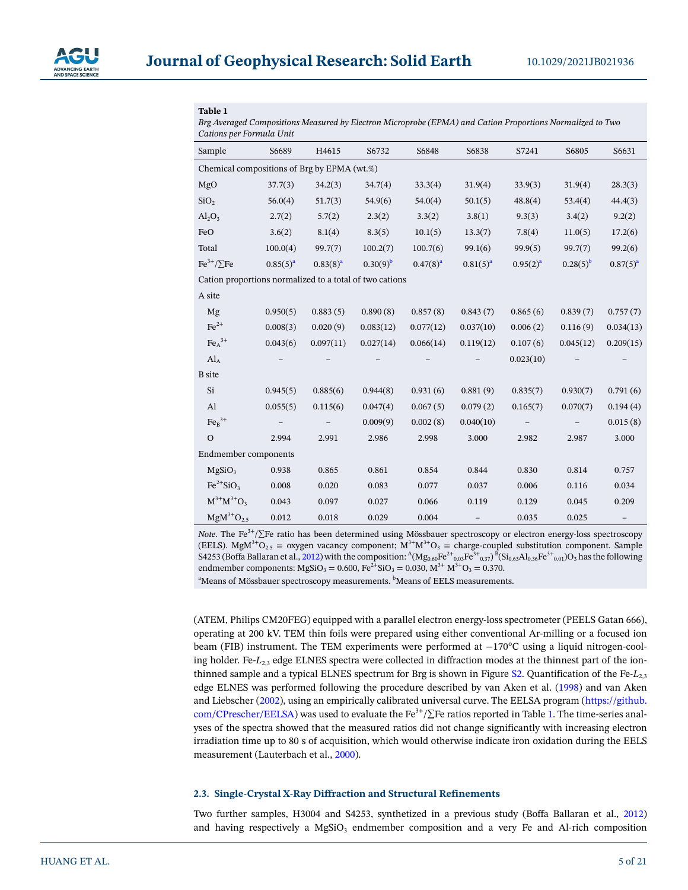**Table 1**

*Brg Averaged Compositions Measured by Electron Microprobe (EPMA) and Cation Proportions Normalized to Two Cations per Formula Unit*

| Sample | S6689 | H4615 | S6732 | S6848 | S6838 | S7241 | S6805 | S6631 |
|---|---|---|---|---|---|---|---|---|
| Chemical compositions of Brg by EPMA (wt.%) | | | | | | | | |
| MgO | 37.7(3) | 34.2(3) | 34.7(4) | 33.3(4) | 31.9(4) | 33.9(3) | 31.9(4) | 28.3(3) |
| $SiO_2$ | 56.0(4) | 51.7(3) | 54.9(6) | 54.0(4) | 50.1(5) | 48.8(4) | 53.4(4) | 44.4(3) |
| $Al_2O_3$ | 2.7(2) | 5.7(2) | 2.3(2) | 3.3(2) | 3.8(1) | 9.3(3) | 3.4(2) | 9.2(2) |
| FeO | 3.6(2) | 8.1(4) | 8.3(5) | 10.1(5) | 13.3(7) | 7.8(4) | 11.0(5) | 17.2(6) |
| Total | 100.0(4) | 99.7(7) | 100.2(7) | 100.7(6) | 99.1(6) | 99.9(5) | 99.7(7) | 99.2(6) |
| $Fe^{3+}/\sum Fe$ | 0.85(5)[a] | 0.83(8)[a] | 0.30(9)[b] | 0.47(8)[a] | 0.81(5)[a] | 0.95(2)[a] | 0.28(5)[b] | 0.87(5)[a] |
| Cation proportions normalized to a total of two cations | | | | | | | | |
| A site | | | | | | | | |
| Mg | 0.950(5) | 0.883 (5) | 0.890 (8) | 0.857 (8) | 0.843 (7) | 0.865 (6) | 0.839 (7) | 0.757 (7) |
| $Fe^{2+}$ | 0.008(3) | 0.020 (9) | 0.083(12) | 0.077(12) | 0.037(10) | 0.006 (2) | 0.116 (9) | 0.034(13) |
| $Fe_A^{3+}$ | 0.043(6) | 0.097(11) | 0.027(14) | 0.066(14) | 0.119(12) | 0.107 (6) | 0.045(12) | 0.209(15) |
| $Al_A$ | – | – | – | – | – | 0.023(10) | – | – |
| B site | | | | | | | | |
| Si | 0.945(5) | 0.885(6) | 0.944(8) | 0.931 (6) | 0.881 (9) | 0.835(7) | 0.930(7) | 0.791 (6) |
| Al | 0.055(5) | 0.115(6) | 0.047(4) | 0.067 (5) | 0.079 (2) | 0.165(7) | 0.070(7) | 0.194 (4) |
| $Fe_B^{3+}$ | – | – | 0.009(9) | 0.002 (8) | 0.040(10) | – | – | 0.015 (8) |
| O | 2.994 | 2.991 | 2.986 | 2.998 | 3.000 | 2.982 | 2.987 | 3.000 |
| Endmember components | | | | | | | | |
| $MgSiO_3$ | 0.938 | 0.865 | 0.861 | 0.854 | 0.844 | 0.830 | 0.814 | 0.757 |
| $Fe^{2+}SiO_3$ | 0.008 | 0.020 | 0.083 | 0.077 | 0.037 | 0.006 | 0.116 | 0.034 |
| $M^{3+}M^{3+}O_3$ | 0.043 | 0.097 | 0.027 | 0.066 | 0.119 | 0.129 | 0.045 | 0.209 |
| $MgM^{3+}O_{2.5}$ | 0.012 | 0.018 | 0.029 | 0.004 | – | 0.035 | 0.025 | – |

*Note.* The $Fe^{3+}/\sum Fe$ ratio has been determined using Mössbauer spectroscopy or electron energy-loss spectroscopy (EELS). $MgM^{3+}O_{2.5}$ = oxygen vacancy component; $M^{3+}M^{3+}O_3$ = charge-coupled substitution component. Sample S4253 (Boffa Ballaran et al., 2012) with the composition: $^{A}(Mg_{0.60}Fe^{2+}_{0.03}Fe^{3+}_{0.37})^{B}(Si_{0.63}Al_{0.36}Fe^{3+}_{0.01})O_3$ has the following endmember components: $MgSiO_3$ = 0.600, $Fe^{2+}SiO_3$ = 0.030, $M^{3+}M^{3+}O_3$ = 0.370.

[a]Means of Mössbauer spectroscopy measurements. [b]Means of EELS measurements.

(ATEM, Philips CM20FEG) equipped with a parallel electron energy-loss spectrometer (PEELS Gatan 666), operating at 200 kV. TEM thin foils were prepared using either conventional Ar-milling or a focused ion beam (FIB) instrument. The TEM experiments were performed at −170°C using a liquid nitrogen-cooling holder. Fe-$L_{2,3}$ edge ELNES spectra were collected in diffraction modes at the thinnest part of the ion-thinned sample and a typical ELNES spectrum for Brg is shown in Figure S2. Quantification of the Fe-$L_{2,3}$ edge ELNES was performed following the procedure described by van Aken et al. (1998) and van Aken and Liebscher (2002), using an empirically calibrated universal curve. The EELSA program (https://github.com/CPrescher/EELSA) was used to evaluate the $Fe^{3+}/\sum Fe$ ratios reported in Table 1. The time-series analyses of the spectra showed that the measured ratios did not change significantly with increasing electron irradiation time up to 80 s of acquisition, which would otherwise indicate iron oxidation during the EELS measurement (Lauterbach et al., 2000).

### 2.3. Single-Crystal X-Ray Diffraction and Structural Refinements

Two further samples, H3004 and S4253, synthetized in a previous study (Boffa Ballaran et al., 2012) and having respectively a $MgSiO_3$ endmember composition and a very Fe and Al-rich composition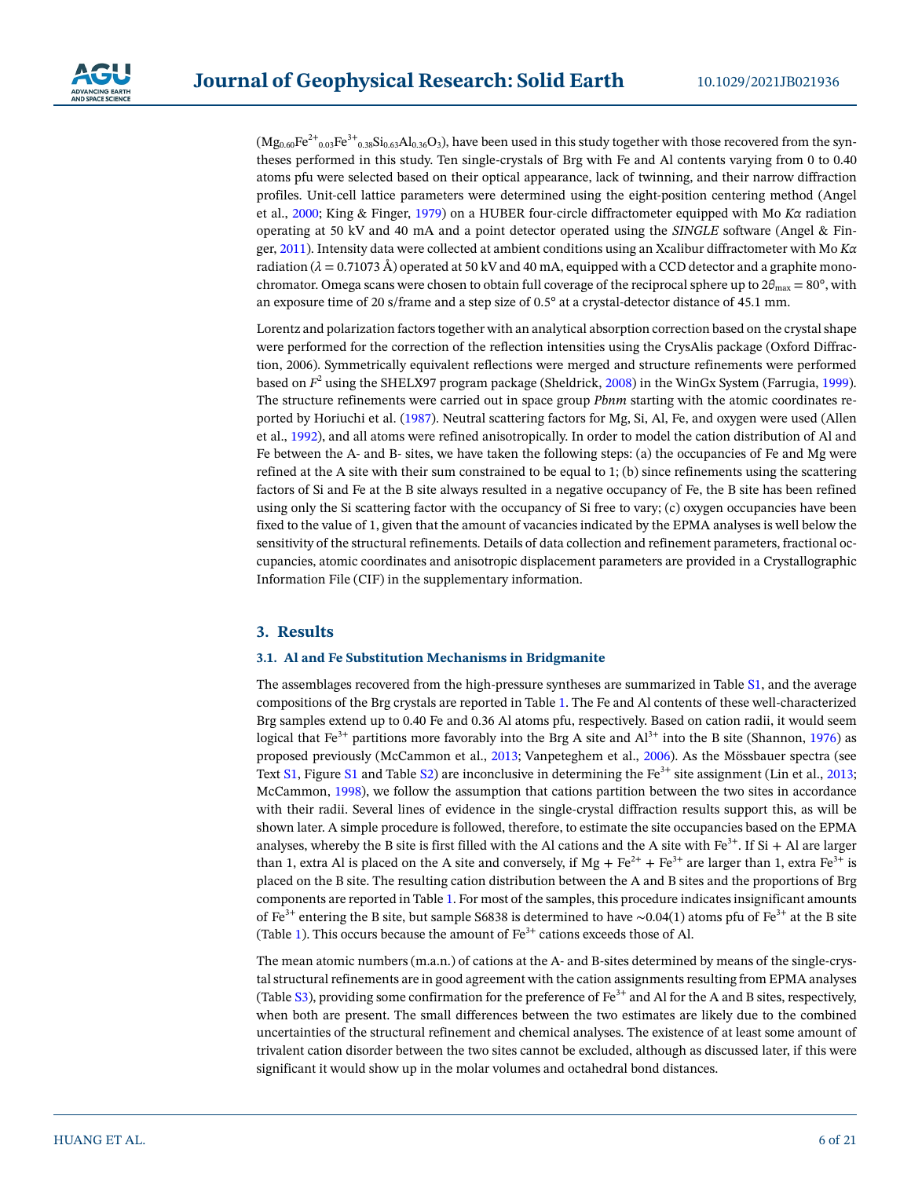($Mg_{0.60}Fe^{2+}_{0.03}Fe^{3+}_{0.38}Si_{0.63}Al_{0.36}O_3$), have been used in this study together with those recovered from the syntheses performed in this study. Ten single-crystals of Brg with Fe and Al contents varying from 0 to 0.40 atoms pfu were selected based on their optical appearance, lack of twinning, and their narrow diffraction profiles. Unit-cell lattice parameters were determined using the eight-position centering method (Angel et al., 2000; King & Finger, 1979) on a HUBER four-circle diffractometer equipped with Mo *Kα* radiation operating at 50 kV and 40 mA and a point detector operated using the *SINGLE* software (Angel & Finger, 2011). Intensity data were collected at ambient conditions using an Xcalibur diffractometer with Mo *Kα* radiation ($\lambda = 0.71073$ Å) operated at 50 kV and 40 mA, equipped with a CCD detector and a graphite monochromator. Omega scans were chosen to obtain full coverage of the reciprocal sphere up to $2\theta_{max} = 80°$, with an exposure time of 20 s/frame and a step size of 0.5° at a crystal-detector distance of 45.1 mm.

Lorentz and polarization factors together with an analytical absorption correction based on the crystal shape were performed for the correction of the reflection intensities using the CrysAlis package (Oxford Diffraction, 2006). Symmetrically equivalent reflections were merged and structure refinements were performed based on $F^2$ using the SHELX97 program package (Sheldrick, 2008) in the WinGx System (Farrugia, 1999). The structure refinements were carried out in space group *Pbnm* starting with the atomic coordinates reported by Horiuchi et al. (1987). Neutral scattering factors for Mg, Si, Al, Fe, and oxygen were used (Allen et al., 1992), and all atoms were refined anisotropically. In order to model the cation distribution of Al and Fe between the A- and B- sites, we have taken the following steps: (a) the occupancies of Fe and Mg were refined at the A site with their sum constrained to be equal to 1; (b) since refinements using the scattering factors of Si and Fe at the B site always resulted in a negative occupancy of Fe, the B site has been refined using only the Si scattering factor with the occupancy of Si free to vary; (c) oxygen occupancies have been fixed to the value of 1, given that the amount of vacancies indicated by the EPMA analyses is well below the sensitivity of the structural refinements. Details of data collection and refinement parameters, fractional occupancies, atomic coordinates and anisotropic displacement parameters are provided in a Crystallographic Information File (CIF) in the supplementary information.

## 3. Results

### 3.1. Al and Fe Substitution Mechanisms in Bridgmanite

The assemblages recovered from the high-pressure syntheses are summarized in Table S1, and the average compositions of the Brg crystals are reported in Table 1. The Fe and Al contents of these well-characterized Brg samples extend up to 0.40 Fe and 0.36 Al atoms pfu, respectively. Based on cation radii, it would seem logical that $Fe^{3+}$ partitions more favorably into the Brg A site and $Al^{3+}$ into the B site (Shannon, 1976) as proposed previously (McCammon et al., 2013; Vanpeteghem et al., 2006). As the Mössbauer spectra (see Text S1, Figure S1 and Table S2) are inconclusive in determining the $Fe^{3+}$ site assignment (Lin et al., 2013; McCammon, 1998), we follow the assumption that cations partition between the two sites in accordance with their radii. Several lines of evidence in the single-crystal diffraction results support this, as will be shown later. A simple procedure is followed, therefore, to estimate the site occupancies based on the EPMA analyses, whereby the B site is first filled with the Al cations and the A site with $Fe^{3+}$. If Si + Al are larger than 1, extra Al is placed on the A site and conversely, if Mg + $Fe^{2+}$ + $Fe^{3+}$ are larger than 1, extra $Fe^{3+}$ is placed on the B site. The resulting cation distribution between the A and B sites and the proportions of Brg components are reported in Table 1. For most of the samples, this procedure indicates insignificant amounts of $Fe^{3+}$ entering the B site, but sample S6838 is determined to have ~0.04(1) atoms pfu of $Fe^{3+}$ at the B site (Table 1). This occurs because the amount of $Fe^{3+}$ cations exceeds those of Al.

The mean atomic numbers (m.a.n.) of cations at the A- and B-sites determined by means of the single-crystal structural refinements are in good agreement with the cation assignments resulting from EPMA analyses (Table S3), providing some confirmation for the preference of $Fe^{3+}$ and Al for the A and B sites, respectively, when both are present. The small differences between the two estimates are likely due to the combined uncertainties of the structural refinement and chemical analyses. The existence of at least some amount of trivalent cation disorder between the two sites cannot be excluded, although as discussed later, if this were significant it would show up in the molar volumes and octahedral bond distances.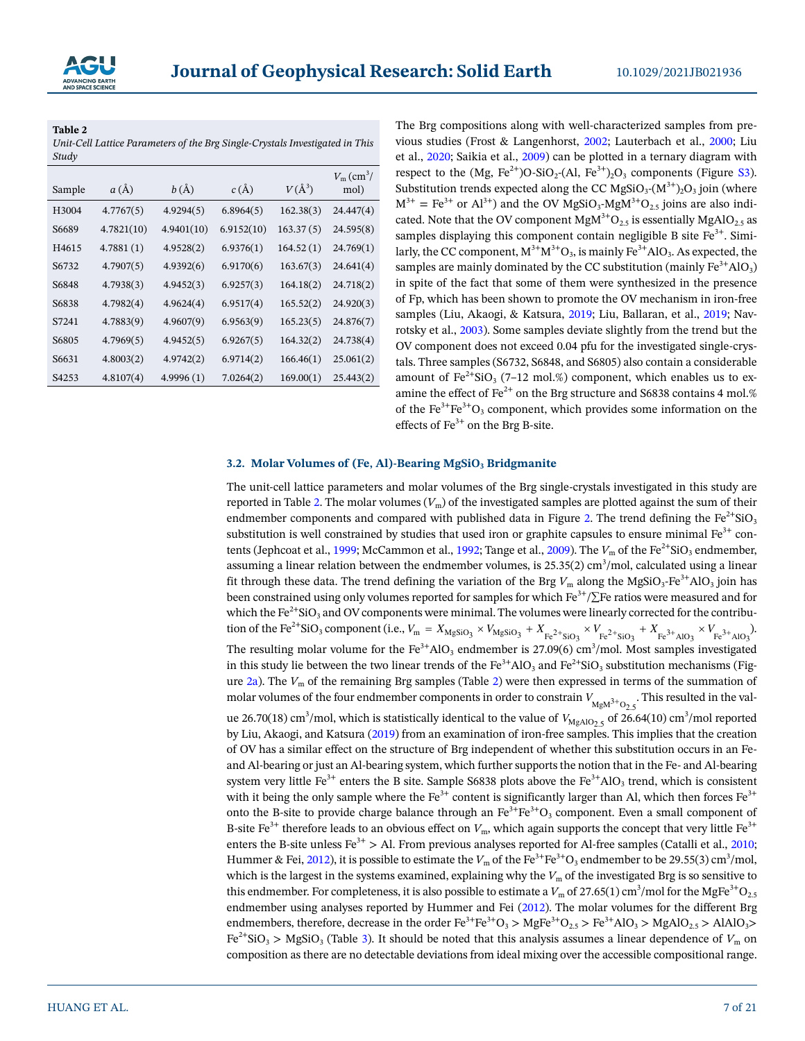**Table 2**

*Unit-Cell Lattice Parameters of the Brg Single-Crystals Investigated in This Study*

| Sample | $a$ (Å) | $b$ (Å) | $c$ (Å) | $V$ (Å$^3$) | $V_m$ (cm$^3$/mol) |
|---|---|---|---|---|---|
| H3004 | 4.7767(5) | 4.9294(5) | 6.8964(5) | 162.38(3) | 24.447(4) |
| S6689 | 4.7821(10) | 4.9401(10) | 6.9152(10) | 163.37 (5) | 24.595(8) |
| H4615 | 4.7881 (1) | 4.9528(2) | 6.9376(1) | 164.52 (1) | 24.769(1) |
| S6732 | 4.7907(5) | 4.9392(6) | 6.9170(6) | 163.67(3) | 24.641(4) |
| S6848 | 4.7938(3) | 4.9452(3) | 6.9257(3) | 164.18(2) | 24.718(2) |
| S6838 | 4.7982(4) | 4.9624(4) | 6.9517(4) | 165.52(2) | 24.920(3) |
| S7241 | 4.7883(9) | 4.9607(9) | 6.9563(9) | 165.23(5) | 24.876(7) |
| S6805 | 4.7969(5) | 4.9452(5) | 6.9267(5) | 164.32(2) | 24.738(4) |
| S6631 | 4.8003(2) | 4.9742(2) | 6.9714(2) | 166.46(1) | 25.061(2) |
| S4253 | 4.8107(4) | 4.9996 (1) | 7.0264(2) | 169.00(1) | 25.443(2) |

The Brg compositions along with well-characterized samples from previous studies (Frost & Langenhorst, 2002; Lauterbach et al., 2000; Liu et al., 2020; Saikia et al., 2009) can be plotted in a ternary diagram with respect to the (Mg, $Fe^{2+}$)O-$SiO_2$-(Al, $Fe^{3+}$)$_2$O$_3$ components (Figure S3). Substitution trends expected along the CC $MgSiO_3$-$(M^{3+})_2O_3$ join (where $M^{3+}$ = $Fe^{3+}$ or $Al^{3+}$) and the OV $MgSiO_3$-$MgM^{3+}O_{2.5}$ joins are also indicated. Note that the OV component $MgM^{3+}O_{2.5}$ is essentially $MgAlO_{2.5}$ as samples displaying this component contain negligible B site $Fe^{3+}$. Similarly, the CC component, $M^{3+}M^{3+}O_3$, is mainly $Fe^{3+}AlO_3$. As expected, the samples are mainly dominated by the CC substitution (mainly $Fe^{3+}AlO_3$) in spite of the fact that some of them were synthesized in the presence of Fp, which has been shown to promote the OV mechanism in iron-free samples (Liu, Akaogi, & Katsura, 2019; Liu, Ballaran, et al., 2019; Navrotsky et al., 2003). Some samples deviate slightly from the trend but the OV component does not exceed 0.04 pfu for the investigated single-crystals. Three samples (S6732, S6848, and S6805) also contain a considerable amount of $Fe^{2+}SiO_3$ (7–12 mol.%) component, which enables us to examine the effect of $Fe^{2+}$ on the Brg structure and S6838 contains 4 mol.% of the $Fe^{3+}Fe^{3+}O_3$ component, which provides some information on the effects of $Fe^{3+}$ on the Brg B-site.

### 3.2. Molar Volumes of (Fe, Al)-Bearing $MgSiO_3$ Bridgmanite

The unit-cell lattice parameters and molar volumes of the Brg single-crystals investigated in this study are reported in Table 2. The molar volumes ($V_m$) of the investigated samples are plotted against the sum of their endmember components and compared with published data in Figure 2. The trend defining the $Fe^{2+}SiO_3$ substitution is well constrained by studies that used iron or graphite capsules to ensure minimal $Fe^{3+}$ contents (Jephcoat et al., 1999; McCammon et al., 1992; Tange et al., 2009). The $V_m$ of the $Fe^{2+}SiO_3$ endmember, assuming a linear relation between the endmember volumes, is 25.35(2) cm$^3$/mol, calculated using a linear fit through these data. The trend defining the variation of the Brg $V_m$ along the $MgSiO_3$-$Fe^{3+}AlO_3$ join has been constrained using only volumes reported for samples for which $Fe^{3+}/\sum Fe$ ratios were measured and for which the $Fe^{2+}SiO_3$ and OV components were minimal. The volumes were linearly corrected for the contribution of the $Fe^{2+}SiO_3$ component (i.e., $V_m = X_{MgSiO_3} \times V_{MgSiO_3} + X_{Fe^{2+}SiO_3} \times V_{Fe^{2+}SiO_3} + X_{Fe^{3+}AlO_3} \times V_{Fe^{3+}AlO_3}$). The resulting molar volume for the $Fe^{3+}AlO_3$ endmember is 27.09(6) cm$^3$/mol. Most samples investigated in this study lie between the two linear trends of the $Fe^{3+}AlO_3$ and $Fe^{2+}SiO_3$ substitution mechanisms (Figure 2a). The $V_m$ of the remaining Brg samples (Table 2) were then expressed in terms of the summation of molar volumes of the four endmember components in order to constrain $V_{MgM^{3+}O_{2.5}}$. This resulted in the value 26.70(18) cm$^3$/mol, which is statistically identical to the value of $V_{MgAlO_{2.5}}$ of 26.64(10) cm$^3$/mol reported by Liu, Akaogi, and Katsura (2019) from an examination of iron-free samples. This implies that the creation of OV has a similar effect on the structure of Brg independent of whether this substitution occurs in an Fe- and Al-bearing or just an Al-bearing system, which further supports the notion that in the Fe- and Al-bearing system very little $Fe^{3+}$ enters the B site. Sample S6838 plots above the $Fe^{3+}AlO_3$ trend, which is consistent with it being the only sample where the $Fe^{3+}$ content is significantly larger than Al, which then forces $Fe^{3+}$ onto the B-site to provide charge balance through an $Fe^{3+}Fe^{3+}O_3$ component. Even a small component of B-site $Fe^{3+}$ therefore leads to an obvious effect on $V_m$, which again supports the concept that very little $Fe^{3+}$ enters the B-site unless $Fe^{3+}$ > Al. From previous analyses reported for Al-free samples (Catalli et al., 2010; Hummer & Fei, 2012), it is possible to estimate the $V_m$ of the $Fe^{3+}Fe^{3+}O_3$ endmember to be 29.55(3) cm$^3$/mol, which is the largest in the systems examined, explaining why the $V_m$ of the investigated Brg is so sensitive to this endmember. For completeness, it is also possible to estimate a $V_m$ of 27.65(1) cm$^3$/mol for the $MgFe^{3+}O_{2.5}$ endmember using analyses reported by Hummer and Fei (2012). The molar volumes for the different Brg endmembers, therefore, decrease in the order $Fe^{3+}Fe^{3+}O_3$ > $MgFe^{3+}O_{2.5}$ > $Fe^{3+}AlO_3$ > $MgAlO_{2.5}$ > $AlAlO_3$> $Fe^{2+}SiO_3$ > $MgSiO_3$ (Table 3). It should be noted that this analysis assumes a linear dependence of $V_m$ on composition as there are no detectable deviations from ideal mixing over the accessible compositional range.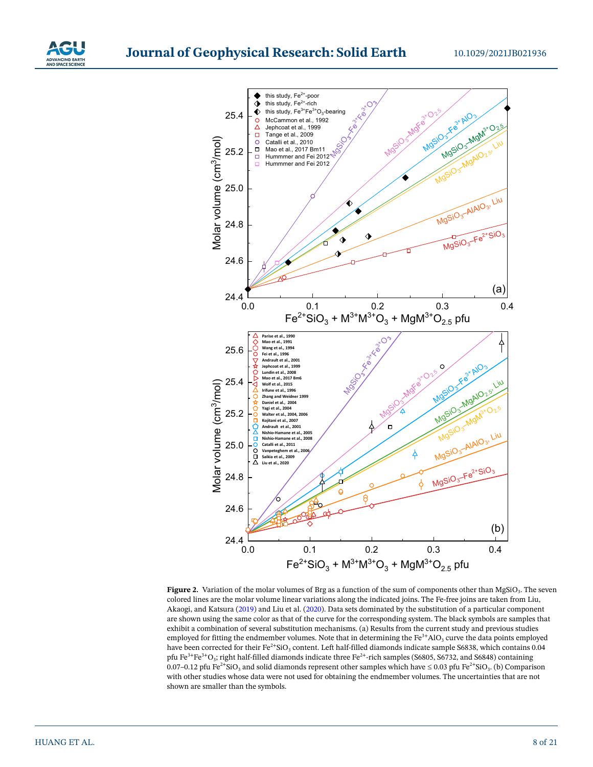**Figure 2.** Variation of the molar volumes of Brg as a function of the sum of components other than $MgSiO_3$. The seven colored lines are the molar volume linear variations along the indicated joins. The Fe-free joins are taken from Liu, Akaogi, and Katsura (2019) and Liu et al. (2020). Data sets dominated by the substitution of a particular component are shown using the same color as that of the curve for the corresponding system. The black symbols are samples that exhibit a combination of several substitution mechanisms. (a) Results from the current study and previous studies employed for fitting the endmember volumes. Note that in determining the $Fe^{3+}AlO_3$ curve the data points employed have been corrected for their $Fe^{2+}SiO_3$ content. Left half-filled diamonds indicate sample S6838, which contains 0.04 pfu $Fe^{3+}Fe^{3+}O_3$; right half-filled diamonds indicate three $Fe^{2+}$-rich samples (S6805, S6732, and S6848) containing 0.07–0.12 pfu $Fe^{2+}SiO_3$ and solid diamonds represent other samples which have ≤ 0.03 pfu $Fe^{2+}SiO_3$. (b) Comparison with other studies whose data were not used for obtaining the endmember volumes. The uncertainties that are not shown are smaller than the symbols.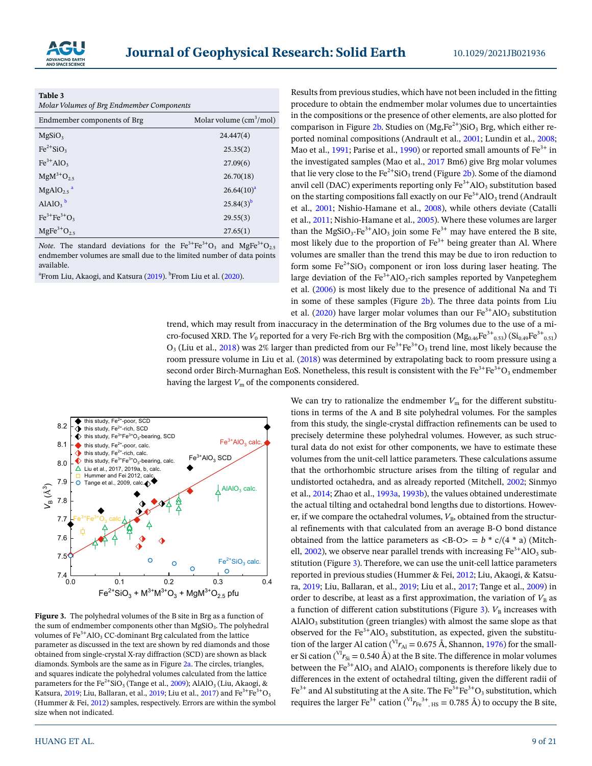**Table 3**
*Molar Volumes of Brg Endmember Components*

| Endmember components of Brg | Molar volume ($cm^3$/mol) |
|---|---|
| $MgSiO_3$ | 24.447(4) |
| $Fe^{2+}SiO_3$ | 25.35(2) |
| $Fe^{3+}AlO_3$ | 27.09(6) |
| $MgM^{3+}O_{2.5}$ | 26.70(18) |
| $MgAlO_{2.5}$ [a] | 26.64(10)[a] |
| $AlAlO_3$ [b] | 25.84(3)[b] |
| $Fe^{3+}Fe^{3+}O_3$ | 29.55(3) |
| $MgFe^{3+}O_{2.5}$ | 27.65(1) |

*Note*. The standard deviations for the $Fe^{3+}Fe^{3+}O_3$ and $MgFe^{3+}O_{2.5}$ endmember volumes are small due to the limited number of data points available.
[a]From Liu, Akaogi, and Katsura (2019). [b]From Liu et al. (2020).

Results from previous studies, which have not been included in the fitting procedure to obtain the endmember molar volumes due to uncertainties in the compositions or the presence of other elements, are also plotted for comparison in Figure 2b. Studies on $(Mg,Fe^{2+})SiO_3$ Brg, which either reported nominal compositions (Andrault et al., 2001; Lundin et al., 2008; Mao et al., 1991; Parise et al., 1990) or reported small amounts of $Fe^{3+}$ in the investigated samples (Mao et al., 2017 Bm6) give Brg molar volumes that lie very close to the $Fe^{2+}SiO_3$ trend (Figure 2b). Some of the diamond anvil cell (DAC) experiments reporting only $Fe^{3+}AlO_3$ substitution based on the starting compositions fall exactly on our $Fe^{3+}AlO_3$ trend (Andrault et al., 2001; Nishio-Hamane et al., 2008), while others deviate (Catalli et al., 2011; Nishio-Hamane et al., 2005). Where these volumes are larger than the $MgSiO_3$-$Fe^{3+}AlO_3$ join some $Fe^{3+}$ may have entered the B site, most likely due to the proportion of $Fe^{3+}$ being greater than Al. Where volumes are smaller than the trend this may be due to iron reduction to form some $Fe^{2+}SiO_3$ component or iron loss during laser heating. The large deviation of the $Fe^{3+}AlO_3$-rich samples reported by Vanpeteghem et al. (2006) is most likely due to the presence of additional Na and Ti in some of these samples (Figure 2b). The three data points from Liu et al. (2020) have larger molar volumes than our $Fe^{3+}AlO_3$ substitution trend, which may result from inaccuracy in the determination of the Brg volumes due to the use of a micro-focused XRD. The $V_0$ reported for a very Fe-rich Brg with the composition $(Mg_{0.46}Fe^{3+}_{0.53})(Si_{0.49}Fe^{3+}_{0.51})O_3$ (Liu et al., 2018) was 2% larger than predicted from our $Fe^{3+}Fe^{3+}O_3$ trend line, most likely because the room pressure volume in Liu et al. (2018) was determined by extrapolating back to room pressure using a second order Birch-Murnaghan EoS. Nonetheless, this result is consistent with the $Fe^{3+}Fe^{3+}O_3$ endmember having the largest $V_m$ of the components considered.

**Figure 3.** The polyhedral volumes of the B site in Brg as a function of the sum of endmember components other than $MgSiO_3$. The polyhedral volumes of $Fe^{3+}AlO_3$ CC-dominant Brg calculated from the lattice parameter as discussed in the text are shown by red diamonds and those obtained from single-crystal X-ray diffraction (SCD) are shown as black diamonds. Symbols are the same as in Figure 2a. The circles, triangles, and squares indicate the polyhedral volumes calculated from the lattice parameters for the $Fe^{2+}SiO_3$ (Tange et al., 2009); $AlAlO_3$ (Liu, Akaogi, & Katsura, 2019; Liu, Ballaran, et al., 2019; Liu et al., 2017) and $Fe^{3+}Fe^{3+}O_3$ (Hummer & Fei, 2012) samples, respectively. Errors are within the symbol size when not indicated.

We can try to rationalize the endmember $V_m$ for the different substitutions in terms of the A and B site polyhedral volumes. For the samples from this study, the single-crystal diffraction refinements can be used to precisely determine these polyhedral volumes. However, as such structural data do not exist for other components, we have to estimate these volumes from the unit-cell lattice parameters. These calculations assume that the orthorhombic structure arises from the tilting of regular and undistorted octahedra, and as already reported (Mitchell, 2002; Sinmyo et al., 2014; Zhao et al., 1993a, 1993b), the values obtained underestimate the actual tilting and octahedral bond lengths due to distortions. However, if we compare the octahedral volumes, $V_B$, obtained from the structural refinements with that calculated from an average B-O bond distance obtained from the lattice parameters as $\langle B\text{-}O \rangle = b * c/(4 * a)$ (Mitchell, 2002), we observe near parallel trends with increasing $Fe^{3+}AlO_3$ substitution (Figure 3). Therefore, we can use the unit-cell lattice parameters reported in previous studies (Hummer & Fei, 2012; Liu, Akaogi, & Katsura, 2019; Liu, Ballaran, et al., 2019; Liu et al., 2017; Tange et al., 2009) in order to describe, at least as a first approximation, the variation of $V_B$ as a function of different cation substitutions (Figure 3). $V_B$ increases with $AlAlO_3$ substitution (green triangles) with almost the same slope as that observed for the $Fe^{3+}AlO_3$ substitution, as expected, given the substitution of the larger Al cation ($^{VI}r_{Al}$ = 0.675 Å, Shannon, 1976) for the smaller Si cation ($^{VI}r_{Si}$ = 0.540 Å) at the B site. The difference in molar volumes between the $Fe^{3+}AlO_3$ and $AlAlO_3$ components is therefore likely due to differences in the extent of octahedral tilting, given the different radii of $Fe^{3+}$ and Al substituting at the A site. The $Fe^{3+}Fe^{3+}O_3$ substitution, which requires the larger $Fe^{3+}$ cation ($^{VI}r_{Fe^{3+},HS}$ = 0.785 Å) to occupy the B site,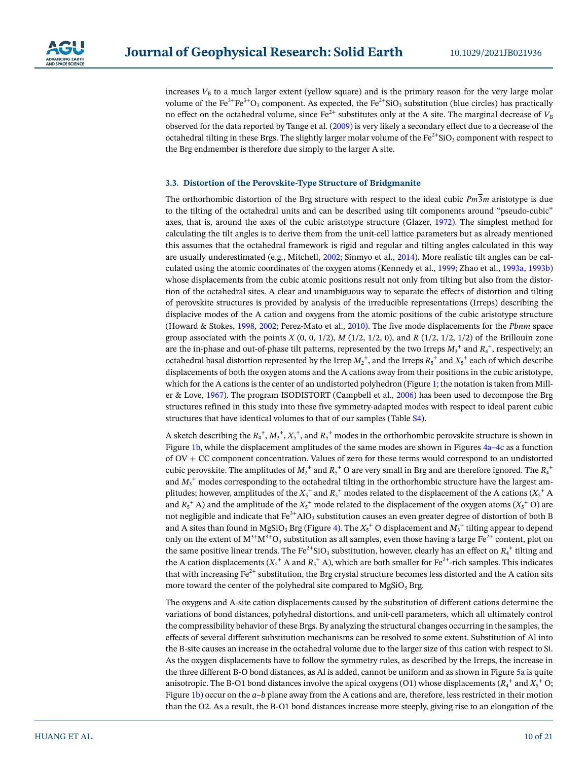increases $V_B$ to a much larger extent (yellow square) and is the primary reason for the very large molar volume of the $Fe^{3+}Fe^{3+}O_3$ component. As expected, the $Fe^{2+}SiO_3$ substitution (blue circles) has practically no effect on the octahedral volume, since $Fe^{2+}$ substitutes only at the A site. The marginal decrease of $V_B$ observed for the data reported by Tange et al. (2009) is very likely a secondary effect due to a decrease of the octahedral tilting in these Brgs. The slightly larger molar volume of the $Fe^{2+}SiO_3$ component with respect to the Brg endmember is therefore due simply to the larger A site.

### 3.3. Distortion of the Perovskite-Type Structure of Bridgmanite

The orthorhombic distortion of the Brg structure with respect to the ideal cubic $Pm\overline{3}m$ aristotype is due to the tilting of the octahedral units and can be described using tilt components around "pseudo-cubic" axes, that is, around the axes of the cubic aristotype structure (Glazer, 1972). The simplest method for calculating the tilt angles is to derive them from the unit-cell lattice parameters but as already mentioned this assumes that the octahedral framework is rigid and regular and tilting angles calculated in this way are usually underestimated (e.g., Mitchell, 2002; Sinmyo et al., 2014). More realistic tilt angles can be calculated using the atomic coordinates of the oxygen atoms (Kennedy et al., 1999; Zhao et al., 1993a, 1993b) whose displacements from the cubic atomic positions result not only from tilting but also from the distortion of the octahedral sites. A clear and unambiguous way to separate the effects of distortion and tilting of perovskite structures is provided by analysis of the irreducible representations (Irreps) describing the displacive modes of the A cation and oxygens from the atomic positions of the cubic aristotype structure (Howard & Stokes, 1998, 2002; Perez-Mato et al., 2010). The five mode displacements for the *Pbnm* space group associated with the points *X* (0, 0, 1/2), *M* (1/2, 1/2, 0), and *R* (1/2, 1/2, 1/2) of the Brillouin zone are the in-phase and out-of-phase tilt patterns, represented by the two Irreps $M_3^+$ and $R_4^+$, respectively; an octahedral basal distortion represented by the Irrep $M_2^+$, and the Irreps $R_5^+$ and $X_5^+$ each of which describe displacements of both the oxygen atoms and the A cations away from their positions in the cubic aristotype, which for the A cations is the center of an undistorted polyhedron (Figure 1; the notation is taken from Miller & Love, 1967). The program ISODISTORT (Campbell et al., 2006) has been used to decompose the Brg structures refined in this study into these five symmetry-adapted modes with respect to ideal parent cubic structures that have identical volumes to that of our samples (Table S4).

A sketch describing the $R_4^+$, $M_3^+$, $X_5^+$, and $R_5^+$ modes in the orthorhombic perovskite structure is shown in Figure 1b, while the displacement amplitudes of the same modes are shown in Figures 4a–4c as a function of OV + CC component concentration. Values of zero for these terms would correspond to an undistorted cubic perovskite. The amplitudes of $M_2^+$ and $R_5^+$ O are very small in Brg and are therefore ignored. The $R_4^+$ and $M_3^+$ modes corresponding to the octahedral tilting in the orthorhombic structure have the largest amplitudes; however, amplitudes of the $X_5^+$ and $R_5^+$ modes related to the displacement of the A cations ($X_5^+$ A and $R_5^+$ A) and the amplitude of the $X_5^+$ mode related to the displacement of the oxygen atoms ($X_5^+$ O) are not negligible and indicate that $Fe^{3+}AlO_3$ substitution causes an even greater degree of distortion of both B and A sites than found in $MgSiO_3$ Brg (Figure 4). The $X_5^+$ O displacement and $M_3^+$ tilting appear to depend only on the extent of $M^{3+}M^{3+}O_3$ substitution as all samples, even those having a large $Fe^{2+}$ content, plot on the same positive linear trends. The $Fe^{2+}SiO_3$ substitution, however, clearly has an effect on $R_4^+$ tilting and the A cation displacements ($X_5^+$ A and $R_5^+$ A), which are both smaller for $Fe^{2+}$-rich samples. This indicates that with increasing $Fe^{2+}$ substitution, the Brg crystal structure becomes less distorted and the A cation sits more toward the center of the polyhedral site compared to $MgSiO_3$ Brg.

The oxygens and A-site cation displacements caused by the substitution of different cations determine the variations of bond distances, polyhedral distortions, and unit-cell parameters, which all ultimately control the compressibility behavior of these Brgs. By analyzing the structural changes occurring in the samples, the effects of several different substitution mechanisms can be resolved to some extent. Substitution of Al into the B-site causes an increase in the octahedral volume due to the larger size of this cation with respect to Si. As the oxygen displacements have to follow the symmetry rules, as described by the Irreps, the increase in the three different B-O bond distances, as Al is added, cannot be uniform and as shown in Figure 5a is quite anisotropic. The B-O1 bond distances involve the apical oxygens (O1) whose displacements ($R_4^+$ and $X_5^+$ O; Figure 1b) occur on the *a*–*b* plane away from the A cations and are, therefore, less restricted in their motion than the O2. As a result, the B-O1 bond distances increase more steeply, giving rise to an elongation of the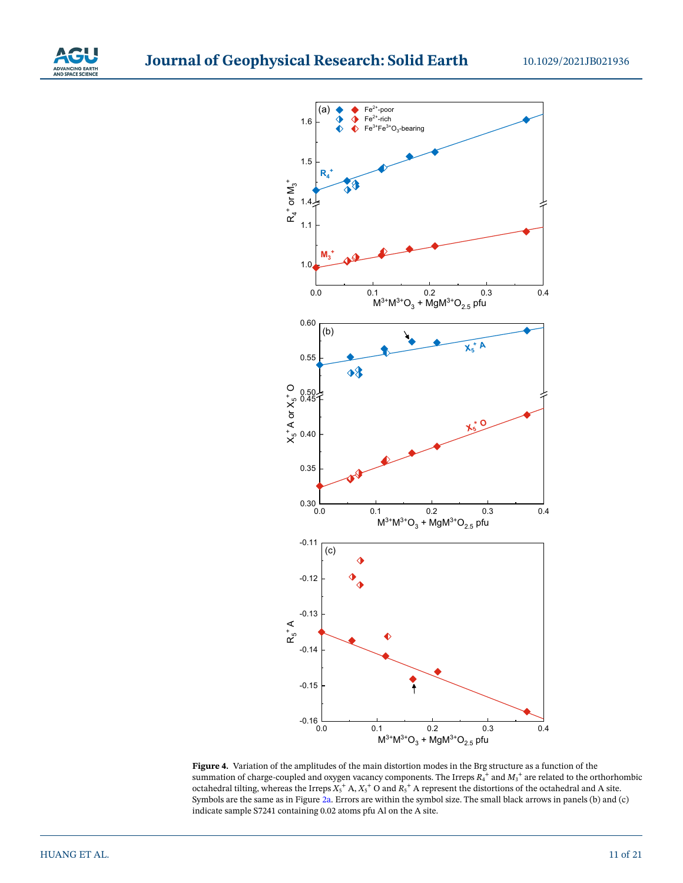**Figure 4.** Variation of the amplitudes of the main distortion modes in the Brg structure as a function of the summation of charge-coupled and oxygen vacancy components. The Irreps $R_4^+$ and $M_3^+$ are related to the orthorhombic octahedral tilting, whereas the Irreps $X_5^+$ A, $X_5^+$ O and $R_5^+$ A represent the distortions of the octahedral and A site. Symbols are the same as in Figure 2a. Errors are within the symbol size. The small black arrows in panels (b) and (c) indicate sample S7241 containing 0.02 atoms pfu Al on the A site.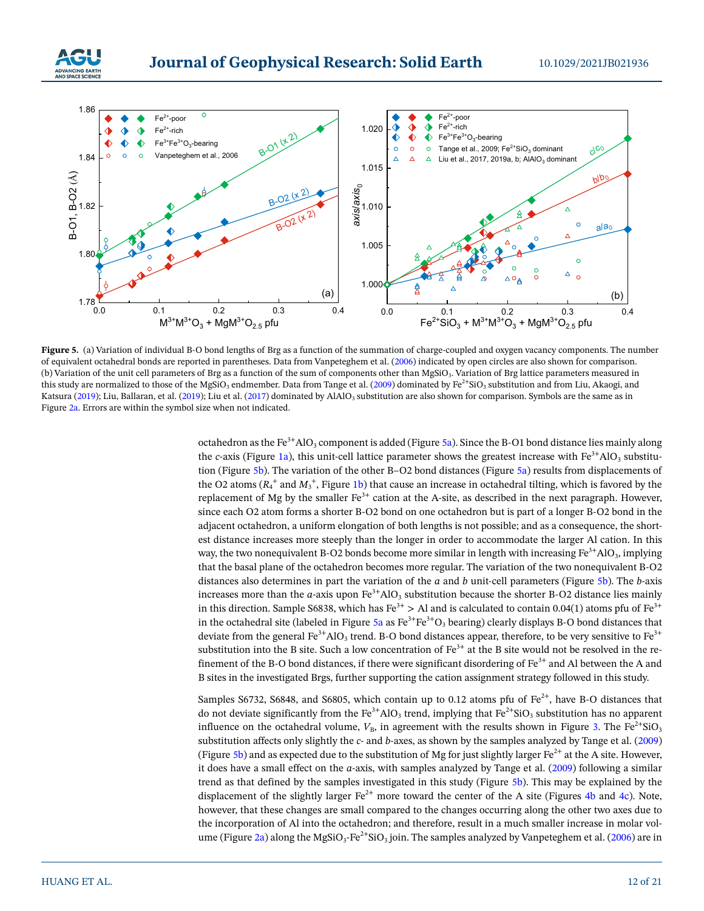**Figure 5.** (a) Variation of individual B-O bond lengths of Brg as a function of the summation of charge-coupled and oxygen vacancy components. The number of equivalent octahedral bonds are reported in parentheses. Data from Vanpeteghem et al. (2006) indicated by open circles are also shown for comparison. (b) Variation of the unit cell parameters of Brg as a function of the sum of components other than $MgSiO_3$. Variation of Brg lattice parameters measured in this study are normalized to those of the $MgSiO_3$ endmember. Data from Tange et al. (2009) dominated by $Fe^{2+}SiO_3$ substitution and from Liu, Akaogi, and Katsura (2019); Liu, Ballaran, et al. (2019); Liu et al. (2017) dominated by $AlAlO_3$ substitution are also shown for comparison. Symbols are the same as in Figure 2a. Errors are within the symbol size when not indicated.

octahedron as the $Fe^{3+}AlO_3$ component is added (Figure 5a). Since the B-O1 bond distance lies mainly along the *c*-axis (Figure 1a), this unit-cell lattice parameter shows the greatest increase with $Fe^{3+}AlO_3$ substitution (Figure 5b). The variation of the other B–O2 bond distances (Figure 5a) results from displacements of the O2 atoms ($R_4^+$ and $M_3^+$, Figure 1b) that cause an increase in octahedral tilting, which is favored by the replacement of Mg by the smaller $Fe^{3+}$ cation at the A-site, as described in the next paragraph. However, since each O2 atom forms a shorter B-O2 bond on one octahedron but is part of a longer B-O2 bond in the adjacent octahedron, a uniform elongation of both lengths is not possible; and as a consequence, the shortest distance increases more steeply than the longer in order to accommodate the larger Al cation. In this way, the two nonequivalent B-O2 bonds become more similar in length with increasing $Fe^{3+}AlO_3$, implying that the basal plane of the octahedron becomes more regular. The variation of the two nonequivalent B-O2 distances also determines in part the variation of the *a* and *b* unit-cell parameters (Figure 5b). The *b*-axis increases more than the *a*-axis upon $Fe^{3+}AlO_3$ substitution because the shorter B-O2 distance lies mainly in this direction. Sample S6838, which has $Fe^{3+}$ > Al and is calculated to contain 0.04(1) atoms pfu of $Fe^{3+}$ in the octahedral site (labeled in Figure 5a as $Fe^{3+}Fe^{3+}O_3$ bearing) clearly displays B-O bond distances that deviate from the general $Fe^{3+}AlO_3$ trend. B-O bond distances appear, therefore, to be very sensitive to $Fe^{3+}$ substitution into the B site. Such a low concentration of $Fe^{3+}$ at the B site would not be resolved in the refinement of the B-O bond distances, if there were significant disordering of $Fe^{3+}$ and Al between the A and B sites in the investigated Brgs, further supporting the cation assignment strategy followed in this study.

Samples S6732, S6848, and S6805, which contain up to 0.12 atoms pfu of $Fe^{2+}$, have B-O distances that do not deviate significantly from the $Fe^{3+}AlO_3$ trend, implying that $Fe^{2+}SiO_3$ substitution has no apparent influence on the octahedral volume, $V_B$, in agreement with the results shown in Figure 3. The $Fe^{2+}SiO_3$ substitution affects only slightly the *c*- and *b*-axes, as shown by the samples analyzed by Tange et al. (2009) (Figure 5b) and as expected due to the substitution of Mg for just slightly larger $Fe^{2+}$ at the A site. However, it does have a small effect on the *a*-axis, with samples analyzed by Tange et al. (2009) following a similar trend as that defined by the samples investigated in this study (Figure 5b). This may be explained by the displacement of the slightly larger $Fe^{2+}$ more toward the center of the A site (Figures 4b and 4c). Note, however, that these changes are small compared to the changes occurring along the other two axes due to the incorporation of Al into the octahedron; and therefore, result in a much smaller increase in molar volume (Figure 2a) along the $MgSiO_3$-$Fe^{2+}SiO_3$ join. The samples analyzed by Vanpeteghem et al. (2006) are in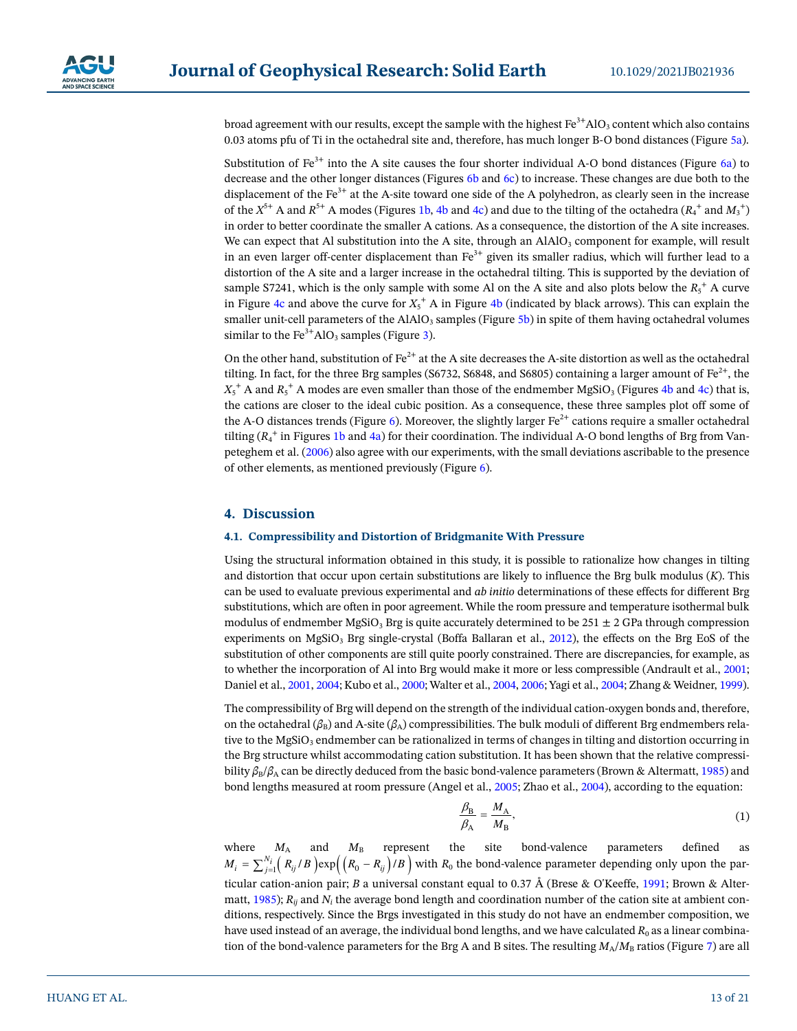broad agreement with our results, except the sample with the highest $Fe^{3+}AlO_3$ content which also contains 0.03 atoms pfu of Ti in the octahedral site and, therefore, has much longer B-O bond distances (Figure 5a).

Substitution of $Fe^{3+}$ into the A site causes the four shorter individual A-O bond distances (Figure 6a) to decrease and the other longer distances (Figures 6b and 6c) to increase. These changes are due both to the displacement of the $Fe^{3+}$ at the A-site toward one side of the A polyhedron, as clearly seen in the increase of the $X^{5+}$ A and $R^{5+}$ A modes (Figures 1b, 4b and 4c) and due to the tilting of the octahedra ($R_4^+$ and $M_3^+$) in order to better coordinate the smaller A cations. As a consequence, the distortion of the A site increases. We can expect that Al substitution into the A site, through an $AlAlO_3$ component for example, will result in an even larger off-center displacement than $Fe^{3+}$ given its smaller radius, which will further lead to a distortion of the A site and a larger increase in the octahedral tilting. This is supported by the deviation of sample S7241, which is the only sample with some Al on the A site and also plots below the $R_5^+$ A curve in Figure 4c and above the curve for $X_5^+$ A in Figure 4b (indicated by black arrows). This can explain the smaller unit-cell parameters of the $AlAlO_3$ samples (Figure 5b) in spite of them having octahedral volumes similar to the $Fe^{3+}AlO_3$ samples (Figure 3).

On the other hand, substitution of $Fe^{2+}$ at the A site decreases the A-site distortion as well as the octahedral tilting. In fact, for the three Brg samples (S6732, S6848, and S6805) containing a larger amount of $Fe^{2+}$, the $X_5^+$ A and $R_5^+$ A modes are even smaller than those of the endmember $MgSiO_3$ (Figures 4b and 4c) that is, the cations are closer to the ideal cubic position. As a consequence, these three samples plot off some of the A-O distances trends (Figure 6). Moreover, the slightly larger $Fe^{2+}$ cations require a smaller octahedral tilting ($R_4^+$ in Figures 1b and 4a) for their coordination. The individual A-O bond lengths of Brg from Vanpeteghem et al. (2006) also agree with our experiments, with the small deviations ascribable to the presence of other elements, as mentioned previously (Figure 6).

## 4. Discussion

### 4.1. Compressibility and Distortion of Bridgmanite With Pressure

Using the structural information obtained in this study, it is possible to rationalize how changes in tilting and distortion that occur upon certain substitutions are likely to influence the Brg bulk modulus ($K$). This can be used to evaluate previous experimental and *ab initio* determinations of these effects for different Brg substitutions, which are often in poor agreement. While the room pressure and temperature isothermal bulk modulus of endmember $MgSiO_3$ Brg is quite accurately determined to be 251 ± 2 GPa through compression experiments on $MgSiO_3$ Brg single-crystal (Boffa Ballaran et al., 2012), the effects on the Brg EoS of the substitution of other components are still quite poorly constrained. There are discrepancies, for example, as to whether the incorporation of Al into Brg would make it more or less compressible (Andrault et al., 2001; Daniel et al., 2001, 2004; Kubo et al., 2000; Walter et al., 2004, 2006; Yagi et al., 2004; Zhang & Weidner, 1999).

The compressibility of Brg will depend on the strength of the individual cation-oxygen bonds and, therefore, on the octahedral ($\beta_B$) and A-site ($\beta_A$) compressibilities. The bulk moduli of different Brg endmembers relative to the $MgSiO_3$ endmember can be rationalized in terms of changes in tilting and distortion occurring in the Brg structure whilst accommodating cation substitution. It has been shown that the relative compressibility $\beta_B/\beta_A$ can be directly deduced from the basic bond-valence parameters (Brown & Altermatt, 1985) and bond lengths measured at room pressure (Angel et al., 2005; Zhao et al., 2004), according to the equation:

$$\frac{\beta_B}{\beta_A} = \frac{M_A}{M_B}, \tag{1}$$

where $M_A$ and $M_B$ represent the site bond-valence parameters defined as $M_i = \sum_{j=1}^{N_i}\left(R_{ij}/B\right)\exp\left(\left(R_0 - R_{ij}\right)/B\right)$ with $R_0$ the bond-valence parameter depending only upon the particular cation-anion pair; $B$ a universal constant equal to 0.37 Å (Brese & O'Keeffe, 1991; Brown & Altermatt, 1985); $R_{ij}$ and $N_i$ the average bond length and coordination number of the cation site at ambient conditions, respectively. Since the Brgs investigated in this study do not have an endmember composition, we have used instead of an average, the individual bond lengths, and we have calculated $R_0$ as a linear combination of the bond-valence parameters for the Brg A and B sites. The resulting $M_A/M_B$ ratios (Figure 7) are all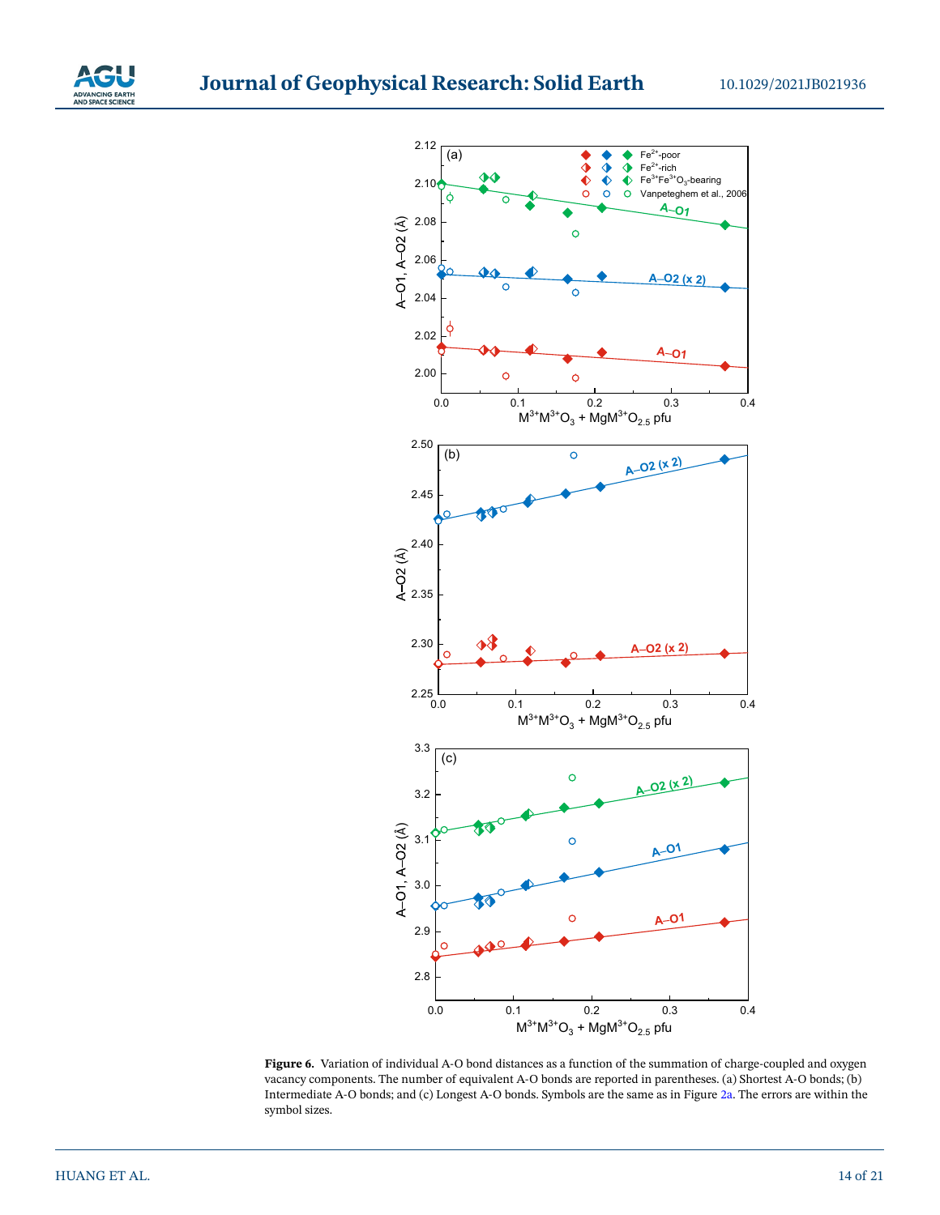**Figure 6.** Variation of individual A-O bond distances as a function of the summation of charge-coupled and oxygen vacancy components. The number of equivalent A-O bonds are reported in parentheses. (a) Shortest A-O bonds; (b) Intermediate A-O bonds; and (c) Longest A-O bonds. Symbols are the same as in Figure 2a. The errors are within the symbol sizes.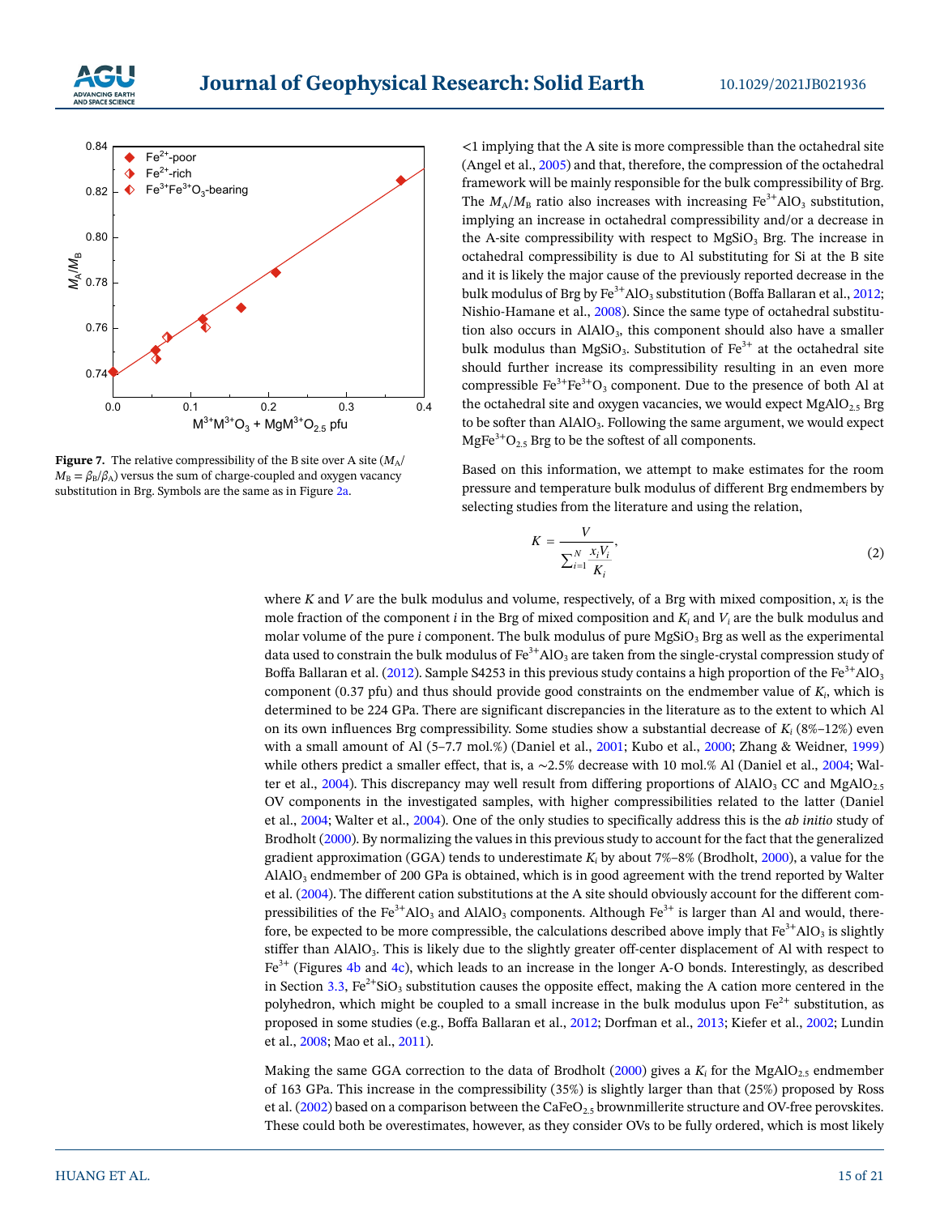**Figure 7.** The relative compressibility of the B site over A site ($M_A/M_B = \beta_B/\beta_A$) versus the sum of charge-coupled and oxygen vacancy substitution in Brg. Symbols are the same as in Figure 2a.

<1 implying that the A site is more compressible than the octahedral site (Angel et al., 2005) and that, therefore, the compression of the octahedral framework will be mainly responsible for the bulk compressibility of Brg. The $M_A/M_B$ ratio also increases with increasing $Fe^{3+}AlO_3$ substitution, implying an increase in octahedral compressibility and/or a decrease in the A-site compressibility with respect to $MgSiO_3$ Brg. The increase in octahedral compressibility is due to Al substituting for Si at the B site and it is likely the major cause of the previously reported decrease in the bulk modulus of Brg by $Fe^{3+}AlO_3$ substitution (Boffa Ballaran et al., 2012; Nishio-Hamane et al., 2008). Since the same type of octahedral substitution also occurs in $AlAlO_3$, this component should also have a smaller bulk modulus than $MgSiO_3$. Substitution of $Fe^{3+}$ at the octahedral site should further increase its compressibility resulting in an even more compressible $Fe^{3+}Fe^{3+}O_3$ component. Due to the presence of both Al at the octahedral site and oxygen vacancies, we would expect $MgAlO_{2.5}$ Brg to be softer than $AlAlO_3$. Following the same argument, we would expect $MgFe^{3+}O_{2.5}$ Brg to be the softest of all components.

Based on this information, we attempt to make estimates for the room pressure and temperature bulk modulus of different Brg endmembers by selecting studies from the literature and using the relation,

$$K = \frac{V}{\sum_{i=1}^{N} \frac{x_i V_i}{K_i}}, \tag{2}$$

where $K$ and $V$ are the bulk modulus and volume, respectively, of a Brg with mixed composition, $x_i$ is the mole fraction of the component $i$ in the Brg of mixed composition and $K_i$ and $V_i$ are the bulk modulus and molar volume of the pure $i$ component. The bulk modulus of pure $MgSiO_3$ Brg as well as the experimental data used to constrain the bulk modulus of $Fe^{3+}AlO_3$ are taken from the single-crystal compression study of Boffa Ballaran et al. (2012). Sample S4253 in this previous study contains a high proportion of the $Fe^{3+}AlO_3$ component (0.37 pfu) and thus should provide good constraints on the endmember value of $K_i$, which is determined to be 224 GPa. There are significant discrepancies in the literature as to the extent to which Al on its own influences Brg compressibility. Some studies show a substantial decrease of $K_i$ (8%–12%) even with a small amount of Al (5–7.7 mol.%) (Daniel et al., 2001; Kubo et al., 2000; Zhang & Weidner, 1999) while others predict a smaller effect, that is, a ∼2.5% decrease with 10 mol.% Al (Daniel et al., 2004; Walter et al., 2004). This discrepancy may well result from differing proportions of $AlAlO_3$ CC and $MgAlO_{2.5}$ OV components in the investigated samples, with higher compressibilities related to the latter (Daniel et al., 2004; Walter et al., 2004). One of the only studies to specifically address this is the *ab initio* study of Brodholt (2000). By normalizing the values in this previous study to account for the fact that the generalized gradient approximation (GGA) tends to underestimate $K_i$ by about 7%–8% (Brodholt, 2000), a value for the $AlAlO_3$ endmember of 200 GPa is obtained, which is in good agreement with the trend reported by Walter et al. (2004). The different cation substitutions at the A site should obviously account for the different compressibilities of the $Fe^{3+}AlO_3$ and $AlAlO_3$ components. Although $Fe^{3+}$ is larger than Al and would, therefore, be expected to be more compressible, the calculations described above imply that $Fe^{3+}AlO_3$ is slightly stiffer than $AlAlO_3$. This is likely due to the slightly greater off-center displacement of Al with respect to $Fe^{3+}$ (Figures 4b and 4c), which leads to an increase in the longer A-O bonds. Interestingly, as described in Section 3.3, $Fe^{2+}SiO_3$ substitution causes the opposite effect, making the A cation more centered in the polyhedron, which might be coupled to a small increase in the bulk modulus upon $Fe^{2+}$ substitution, as proposed in some studies (e.g., Boffa Ballaran et al., 2012; Dorfman et al., 2013; Kiefer et al., 2002; Lundin et al., 2008; Mao et al., 2011).

Making the same GGA correction to the data of Brodholt (2000) gives a $K_i$ for the $MgAlO_{2.5}$ endmember of 163 GPa. This increase in the compressibility (35%) is slightly larger than that (25%) proposed by Ross et al. (2002) based on a comparison between the $CaFeO_{2.5}$ brownmillerite structure and OV-free perovskites. These could both be overestimates, however, as they consider OVs to be fully ordered, which is most likely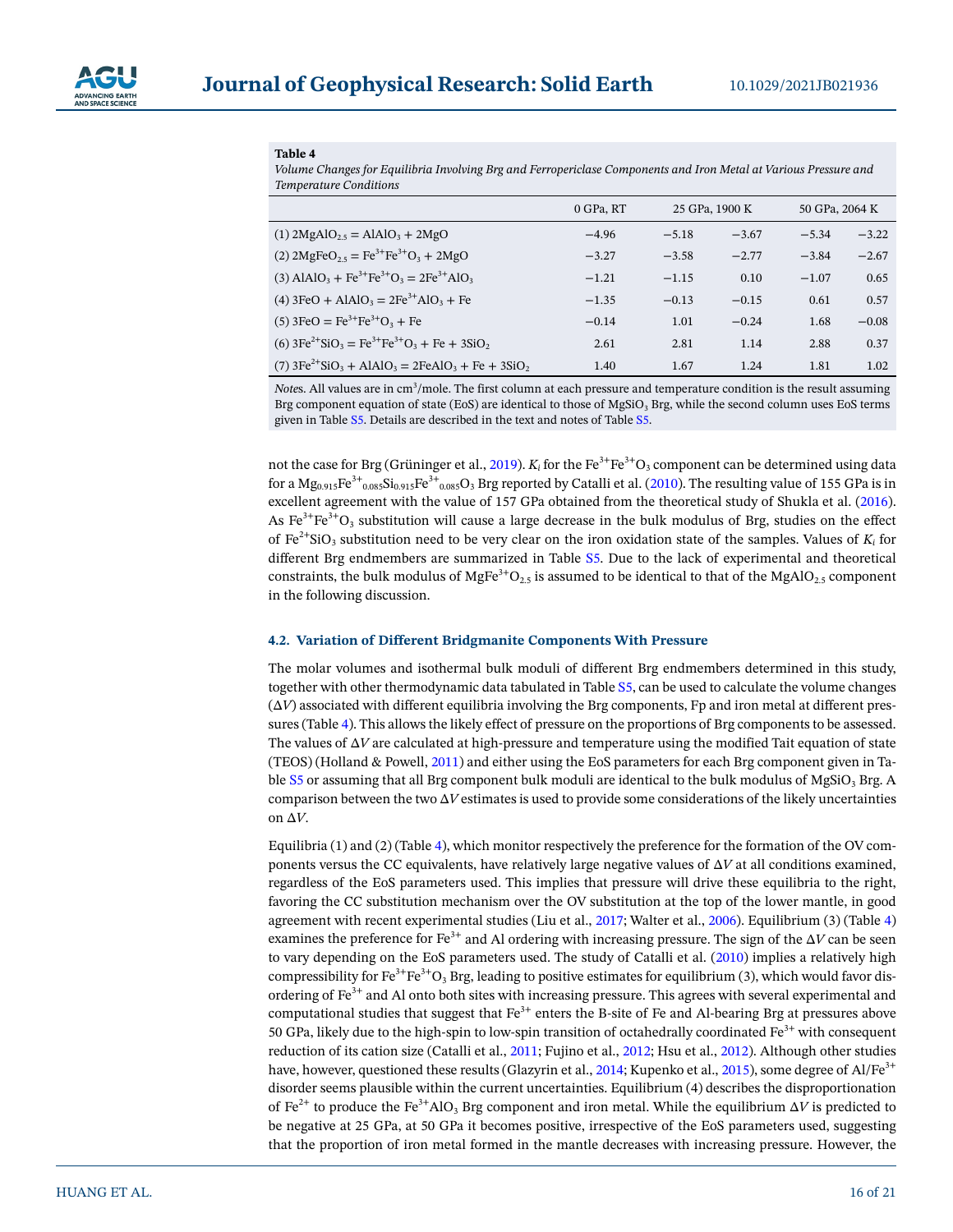**Table 4**

*Volume Changes for Equilibria Involving Brg and Ferropericlase Components and Iron Metal at Various Pressure and Temperature Conditions*

| | 0 GPa, RT | 25 GPa, 1900 K | | 50 GPa, 2064 K | |
|---|---|---|---|---|---|
| (1) $2MgAlO_{2.5} = AlAlO_3 + 2MgO$ | −4.96 | −5.18 | −3.67 | −5.34 | −3.22 |
| (2) $2MgFeO_{2.5} = Fe^{3+}Fe^{3+}O_3 + 2MgO$ | −3.27 | −3.58 | −2.77 | −3.84 | −2.67 |
| (3) $AlAlO_3 + Fe^{3+}Fe^{3+}O_3 = 2Fe^{3+}AlO_3$ | −1.21 | −1.15 | 0.10 | −1.07 | 0.65 |
| (4) $3FeO + AlAlO_3 = 2Fe^{3+}AlO_3 + Fe$ | −1.35 | −0.13 | −0.15 | 0.61 | 0.57 |
| (5) $3FeO = Fe^{3+}Fe^{3+}O_3 + Fe$ | −0.14 | 1.01 | −0.24 | 1.68 | −0.08 |
| (6) $3Fe^{2+}SiO_3 = Fe^{3+}Fe^{3+}O_3 + Fe + 3SiO_2$ | 2.61 | 2.81 | 1.14 | 2.88 | 0.37 |
| (7) $3Fe^{2+}SiO_3 + AlAlO_3 = 2FeAlO_3 + Fe + 3SiO_2$ | 1.40 | 1.67 | 1.24 | 1.81 | 1.02 |

*Notes*. All values are in $cm^3$/mole. The first column at each pressure and temperature condition is the result assuming Brg component equation of state (EoS) are identical to those of $MgSiO_3$ Brg, while the second column uses EoS terms given in Table S5. Details are described in the text and notes of Table S5.

not the case for Brg (Grüninger et al., 2019). $K_i$ for the $Fe^{3+}Fe^{3+}O_3$ component can be determined using data for a $Mg_{0.915}Fe^{3+}_{0.085}Si_{0.915}Fe^{3+}_{0.085}O_3$ Brg reported by Catalli et al. (2010). The resulting value of 155 GPa is in excellent agreement with the value of 157 GPa obtained from the theoretical study of Shukla et al. (2016). As $Fe^{3+}Fe^{3+}O_3$ substitution will cause a large decrease in the bulk modulus of Brg, studies on the effect of $Fe^{2+}SiO_3$ substitution need to be very clear on the iron oxidation state of the samples. Values of $K_i$ for different Brg endmembers are summarized in Table S5. Due to the lack of experimental and theoretical constraints, the bulk modulus of $MgFe^{3+}O_{2.5}$ is assumed to be identical to that of the $MgAlO_{2.5}$ component in the following discussion.

### 4.2. Variation of Different Bridgmanite Components With Pressure

The molar volumes and isothermal bulk moduli of different Brg endmembers determined in this study, together with other thermodynamic data tabulated in Table S5, can be used to calculate the volume changes ($\Delta V$) associated with different equilibria involving the Brg components, Fp and iron metal at different pressures (Table 4). This allows the likely effect of pressure on the proportions of Brg components to be assessed. The values of $\Delta V$ are calculated at high-pressure and temperature using the modified Tait equation of state (TEOS) (Holland & Powell, 2011) and either using the EoS parameters for each Brg component given in Table S5 or assuming that all Brg component bulk moduli are identical to the bulk modulus of $MgSiO_3$ Brg. A comparison between the two $\Delta V$ estimates is used to provide some considerations of the likely uncertainties on $\Delta V$.

Equilibria (1) and (2) (Table 4), which monitor respectively the preference for the formation of the OV components versus the CC equivalents, have relatively large negative values of $\Delta V$ at all conditions examined, regardless of the EoS parameters used. This implies that pressure will drive these equilibria to the right, favoring the CC substitution mechanism over the OV substitution at the top of the lower mantle, in good agreement with recent experimental studies (Liu et al., 2017; Walter et al., 2006). Equilibrium (3) (Table 4) examines the preference for $Fe^{3+}$ and Al ordering with increasing pressure. The sign of the $\Delta V$ can be seen to vary depending on the EoS parameters used. The study of Catalli et al. (2010) implies a relatively high compressibility for $Fe^{3+}Fe^{3+}O_3$ Brg, leading to positive estimates for equilibrium (3), which would favor disordering of $Fe^{3+}$ and Al onto both sites with increasing pressure. This agrees with several experimental and computational studies that suggest that $Fe^{3+}$ enters the B-site of Fe and Al-bearing Brg at pressures above 50 GPa, likely due to the high-spin to low-spin transition of octahedrally coordinated $Fe^{3+}$ with consequent reduction of its cation size (Catalli et al., 2011; Fujino et al., 2012; Hsu et al., 2012). Although other studies have, however, questioned these results (Glazyrin et al., 2014; Kupenko et al., 2015), some degree of Al/$Fe^{3+}$ disorder seems plausible within the current uncertainties. Equilibrium (4) describes the disproportionation of $Fe^{2+}$ to produce the $Fe^{3+}AlO_3$ Brg component and iron metal. While the equilibrium $\Delta V$ is predicted to be negative at 25 GPa, at 50 GPa it becomes positive, irrespective of the EoS parameters used, suggesting that the proportion of iron metal formed in the mantle decreases with increasing pressure. However, the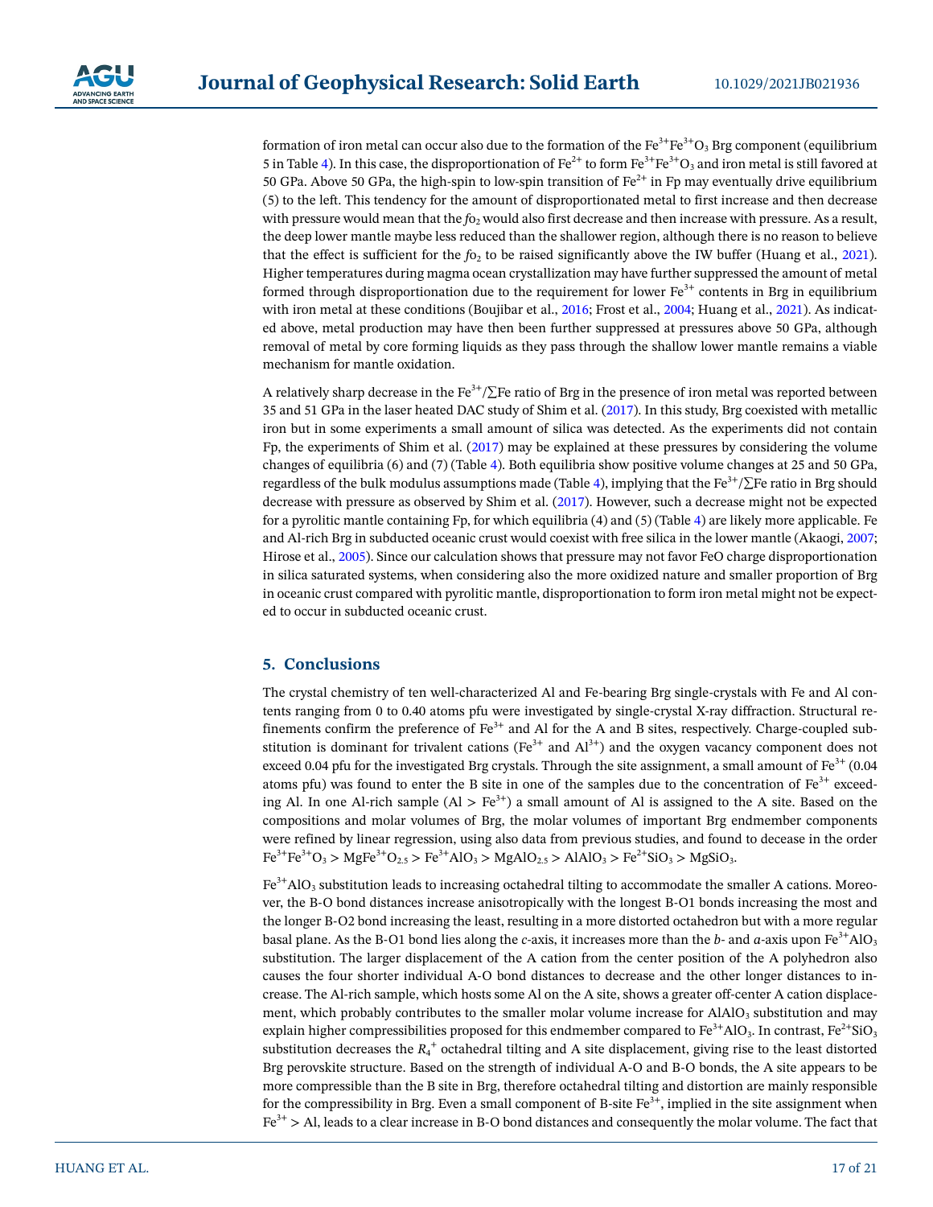formation of iron metal can occur also due to the formation of the $Fe^{3+}Fe^{3+}O_3$ Brg component (equilibrium 5 in Table 4). In this case, the disproportionation of $Fe^{2+}$ to form $Fe^{3+}Fe^{3+}O_3$ and iron metal is still favored at 50 GPa. Above 50 GPa, the high-spin to low-spin transition of $Fe^{2+}$ in Fp may eventually drive equilibrium (5) to the left. This tendency for the amount of disproportionated metal to first increase and then decrease with pressure would mean that the $fo_2$ would also first decrease and then increase with pressure. As a result, the deep lower mantle maybe less reduced than the shallower region, although there is no reason to believe that the effect is sufficient for the $fo_2$ to be raised significantly above the IW buffer (Huang et al., 2021). Higher temperatures during magma ocean crystallization may have further suppressed the amount of metal formed through disproportionation due to the requirement for lower $Fe^{3+}$ contents in Brg in equilibrium with iron metal at these conditions (Boujibar et al., 2016; Frost et al., 2004; Huang et al., 2021). As indicated above, metal production may have then been further suppressed at pressures above 50 GPa, although removal of metal by core forming liquids as they pass through the shallow lower mantle remains a viable mechanism for mantle oxidation.

A relatively sharp decrease in the $Fe^{3+}/\sum Fe$ ratio of Brg in the presence of iron metal was reported between 35 and 51 GPa in the laser heated DAC study of Shim et al. (2017). In this study, Brg coexisted with metallic iron but in some experiments a small amount of silica was detected. As the experiments did not contain Fp, the experiments of Shim et al. (2017) may be explained at these pressures by considering the volume changes of equilibria (6) and (7) (Table 4). Both equilibria show positive volume changes at 25 and 50 GPa, regardless of the bulk modulus assumptions made (Table 4), implying that the $Fe^{3+}/\sum Fe$ ratio in Brg should decrease with pressure as observed by Shim et al. (2017). However, such a decrease might not be expected for a pyrolitic mantle containing Fp, for which equilibria (4) and (5) (Table 4) are likely more applicable. Fe and Al-rich Brg in subducted oceanic crust would coexist with free silica in the lower mantle (Akaogi, 2007; Hirose et al., 2005). Since our calculation shows that pressure may not favor FeO charge disproportionation in silica saturated systems, when considering also the more oxidized nature and smaller proportion of Brg in oceanic crust compared with pyrolitic mantle, disproportionation to form iron metal might not be expected to occur in subducted oceanic crust.

## 5. Conclusions

The crystal chemistry of ten well-characterized Al and Fe-bearing Brg single-crystals with Fe and Al contents ranging from 0 to 0.40 atoms pfu were investigated by single-crystal X-ray diffraction. Structural refinements confirm the preference of $Fe^{3+}$ and Al for the A and B sites, respectively. Charge-coupled substitution is dominant for trivalent cations ($Fe^{3+}$ and $Al^{3+}$) and the oxygen vacancy component does not exceed 0.04 pfu for the investigated Brg crystals. Through the site assignment, a small amount of $Fe^{3+}$ (0.04 atoms pfu) was found to enter the B site in one of the samples due to the concentration of $Fe^{3+}$ exceeding Al. In one Al-rich sample (Al > $Fe^{3+}$) a small amount of Al is assigned to the A site. Based on the compositions and molar volumes of Brg, the molar volumes of important Brg endmember components were refined by linear regression, using also data from previous studies, and found to decrease in the order $Fe^{3+}Fe^{3+}O_3 > MgFe^{3+}O_{2.5} > Fe^{3+}AlO_3 > MgAlO_{2.5} > AlAlO_3 > Fe^{2+}SiO_3 > MgSiO_3$.

$Fe^{3+}AlO_3$ substitution leads to increasing octahedral tilting to accommodate the smaller A cations. Moreover, the B-O bond distances increase anisotropically with the longest B-O1 bonds increasing the most and the longer B-O2 bond increasing the least, resulting in a more distorted octahedron but with a more regular basal plane. As the B-O1 bond lies along the *c*-axis, it increases more than the *b*- and *a*-axis upon $Fe^{3+}AlO_3$ substitution. The larger displacement of the A cation from the center position of the A polyhedron also causes the four shorter individual A-O bond distances to decrease and the other longer distances to increase. The Al-rich sample, which hosts some Al on the A site, shows a greater off-center A cation displacement, which probably contributes to the smaller molar volume increase for $AlAlO_3$ substitution and may explain higher compressibilities proposed for this endmember compared to $Fe^{3+}AlO_3$. In contrast, $Fe^{2+}SiO_3$ substitution decreases the $R_4^+$ octahedral tilting and A site displacement, giving rise to the least distorted Brg perovskite structure. Based on the strength of individual A-O and B-O bonds, the A site appears to be more compressible than the B site in Brg, therefore octahedral tilting and distortion are mainly responsible for the compressibility in Brg. Even a small component of B-site $Fe^{3+}$, implied in the site assignment when $Fe^{3+}$ > Al, leads to a clear increase in B-O bond distances and consequently the molar volume. The fact that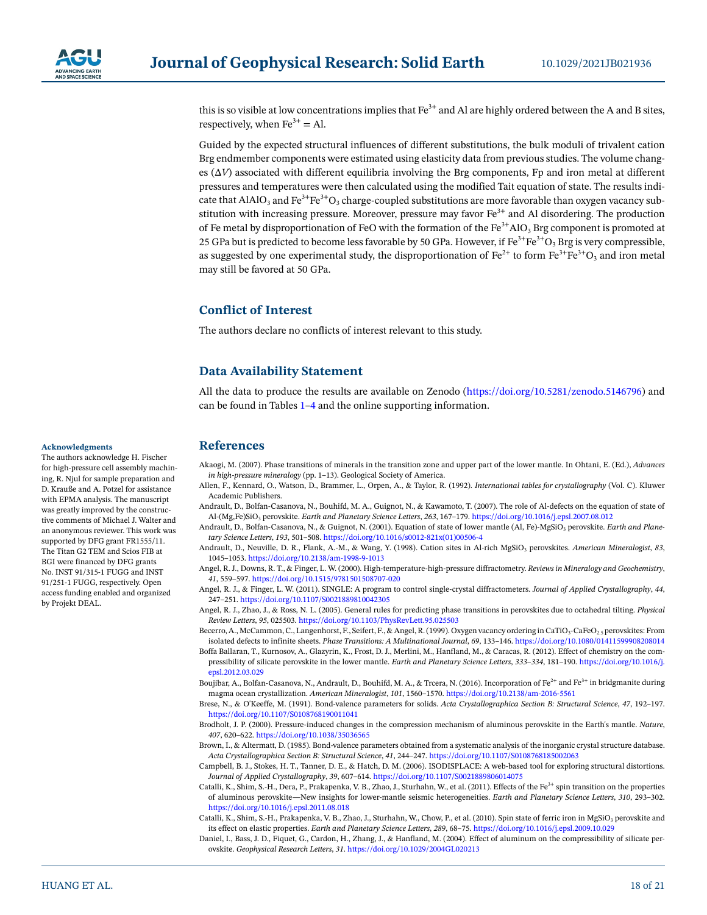this is so visible at low concentrations implies that $Fe^{3+}$ and Al are highly ordered between the A and B sites, respectively, when $Fe^{3+}$ = Al.

Guided by the expected structural influences of different substitutions, the bulk moduli of trivalent cation Brg endmember components were estimated using elasticity data from previous studies. The volume changes ($\Delta V$) associated with different equilibria involving the Brg components, Fp and iron metal at different pressures and temperatures were then calculated using the modified Tait equation of state. The results indicate that $AlAlO_3$ and $Fe^{3+}Fe^{3+}O_3$ charge-coupled substitutions are more favorable than oxygen vacancy substitution with increasing pressure. Moreover, pressure may favor $Fe^{3+}$ and Al disordering. The production of Fe metal by disproportionation of FeO with the formation of the $Fe^{3+}AlO_3$ Brg component is promoted at 25 GPa but is predicted to become less favorable by 50 GPa. However, if $Fe^{3+}Fe^{3+}O_3$ Brg is very compressible, as suggested by one experimental study, the disproportionation of $Fe^{2+}$ to form $Fe^{3+}Fe^{3+}O_3$ and iron metal may still be favored at 50 GPa.

## Conflict of Interest

The authors declare no conflicts of interest relevant to this study.

## Data Availability Statement

All the data to produce the results are available on Zenodo (https://doi.org/10.5281/zenodo.5146796) and can be found in Tables 1–4 and the online supporting information.

### Acknowledgments

The authors acknowledge H. Fischer for high-pressure cell assembly machining, R. Njul for sample preparation and D. Krauße and A. Potzel for assistance with EPMA analysis. The manuscript was greatly improved by the constructive comments of Michael J. Walter and an anonymous reviewer. This work was supported by DFG grant FR1555/11. The Titan G2 TEM and Scios FIB at BGI were financed by DFG grants No. INST 91/315-1 FUGG and INST 91/251-1 FUGG, respectively. Open access funding enabled and organized by Projekt DEAL.

## References

Akaogi, M. (2007). Phase transitions of minerals in the transition zone and upper part of the lower mantle. In Ohtani, E. (Ed.), *Advances in high-pressure mineralogy* (pp. 1–13). Geological Society of America.

Allen, F., Kennard, O., Watson, D., Brammer, L., Orpen, A., & Taylor, R. (1992). *International tables for crystallography* (Vol. C). Kluwer Academic Publishers.

Andrault, D., Bolfan-Casanova, N., Bouhifd, M. A., Guignot, N., & Kawamoto, T. (2007). The role of Al-defects on the equation of state of Al-(Mg,Fe)$SiO_3$ perovskite. *Earth and Planetary Science Letters*, *263*, 167–179. https://doi.org/10.1016/j.epsl.2007.08.012

Andrault, D., Bolfan-Casanova, N., & Guignot, N. (2001). Equation of state of lower mantle (Al, Fe)-$MgSiO_3$ perovskite. *Earth and Planetary Science Letters*, *193*, 501–508. https://doi.org/10.1016/s0012-821x(01)00506-4

Andrault, D., Neuville, D. R., Flank, A.-M., & Wang, Y. (1998). Cation sites in Al-rich $MgSiO_3$ perovskites. *American Mineralogist*, *83*, 1045–1053. https://doi.org/10.2138/am-1998-9-1013

Angel, R. J., Downs, R. T., & Finger, L. W. (2000). High-temperature-high-pressure diffractometry. *Reviews in Mineralogy and Geochemistry*, *41*, 559–597. https://doi.org/10.1515/9781501508707-020

Angel, R. J., & Finger, L. W. (2011). SINGLE: A program to control single-crystal diffractometers. *Journal of Applied Crystallography*, *44*, 247–251. https://doi.org/10.1107/S0021889810042305

Angel, R. J., Zhao, J., & Ross, N. L. (2005). General rules for predicting phase transitions in perovskites due to octahedral tilting. *Physical Review Letters*, *95*, 025503. https://doi.org/10.1103/PhysRevLett.95.025503

Becerro, A., McCammon, C., Langenhorst, F., Seifert, F., & Angel, R. (1999). Oxygen vacancy ordering in $CaTiO_3$-$CaFeO_{2.5}$ perovskites: From isolated defects to infinite sheets. *Phase Transitions: A Multinational Journal*, *69*, 133–146. https://doi.org/10.1080/01411599908208014

Boffa Ballaran, T., Kurnosov, A., Glazyrin, K., Frost, D. J., Merlini, M., Hanfland, M., & Caracas, R. (2012). Effect of chemistry on the compressibility of silicate perovskite in the lower mantle. *Earth and Planetary Science Letters*, *333–334*, 181–190. https://doi.org/10.1016/j.epsl.2012.03.029

Boujibar, A., Bolfan-Casanova, N., Andrault, D., Bouhifd, M. A., & Trcera, N. (2016). Incorporation of $Fe^{2+}$ and $Fe^{3+}$ in bridgmanite during magma ocean crystallization. *American Mineralogist*, *101*, 1560–1570. https://doi.org/10.2138/am-2016-5561

Brese, N., & O'Keeffe, M. (1991). Bond-valence parameters for solids. *Acta Crystallographica Section B: Structural Science*, *47*, 192–197. https://doi.org/10.1107/S0108768190011041

Brodholt, J. P. (2000). Pressure-induced changes in the compression mechanism of aluminous perovskite in the Earth's mantle. *Nature*, *407*, 620–622. https://doi.org/10.1038/35036565

Brown, I., & Altermatt, D. (1985). Bond-valence parameters obtained from a systematic analysis of the inorganic crystal structure database. *Acta Crystallographica Section B: Structural Science*, *41*, 244–247. https://doi.org/10.1107/S0108768185002063

Campbell, B. J., Stokes, H. T., Tanner, D. E., & Hatch, D. M. (2006). ISODISPLACE: A web-based tool for exploring structural distortions. *Journal of Applied Crystallography*, *39*, 607–614. https://doi.org/10.1107/S0021889806014075

Catalli, K., Shim, S.-H., Dera, P., Prakapenka, V. B., Zhao, J., Sturhahn, W., et al. (2011). Effects of the $Fe^{3+}$ spin transition on the properties of aluminous perovskite—New insights for lower-mantle seismic heterogeneities. *Earth and Planetary Science Letters*, *310*, 293–302. https://doi.org/10.1016/j.epsl.2011.08.018

Catalli, K., Shim, S.-H., Prakapenka, V. B., Zhao, J., Sturhahn, W., Chow, P., et al. (2010). Spin state of ferric iron in $MgSiO_3$ perovskite and its effect on elastic properties. *Earth and Planetary Science Letters*, *289*, 68–75. https://doi.org/10.1016/j.epsl.2009.10.029

Daniel, I., Bass, J. D., Fiquet, G., Cardon, H., Zhang, J., & Hanfland, M. (2004). Effect of aluminum on the compressibility of silicate perovskite. *Geophysical Research Letters*, *31*. https://doi.org/10.1029/2004GL020213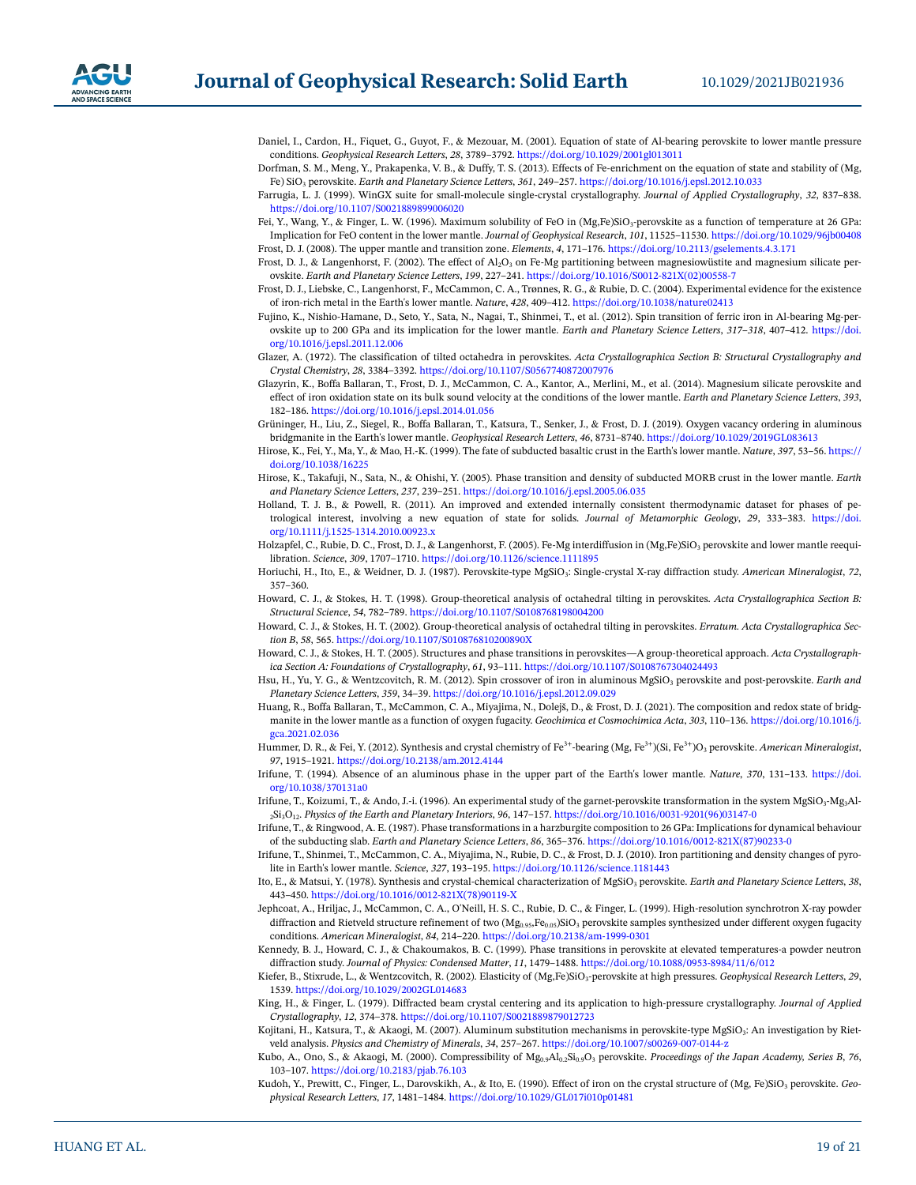Daniel, I., Cardon, H., Fiquet, G., Guyot, F., & Mezouar, M. (2001). Equation of state of Al-bearing perovskite to lower mantle pressure conditions. *Geophysical Research Letters*, *28*, 3789–3792. https://doi.org/10.1029/2001gl013011

Dorfman, S. M., Meng, Y., Prakapenka, V. B., & Duffy, T. S. (2013). Effects of Fe-enrichment on the equation of state and stability of (Mg, Fe) $SiO_3$ perovskite. *Earth and Planetary Science Letters*, *361*, 249–257. https://doi.org/10.1016/j.epsl.2012.10.033

Farrugia, L. J. (1999). WinGX suite for small-molecule single-crystal crystallography. *Journal of Applied Crystallography*, *32*, 837–838. https://doi.org/10.1107/S0021889899006020

Fei, Y., Wang, Y., & Finger, L. W. (1996). Maximum solubility of FeO in (Mg,Fe)$SiO_3$-perovskite as a function of temperature at 26 GPa: Implication for FeO content in the lower mantle. *Journal of Geophysical Research*, *101*, 11525–11530. https://doi.org/10.1029/96jb00408

Frost, D. J. (2008). The upper mantle and transition zone. *Elements*, *4*, 171–176. https://doi.org/10.2113/gselements.4.3.171

Frost, D. J., & Langenhorst, F. (2002). The effect of $Al_2O_3$ on Fe-Mg partitioning between magnesiowüstite and magnesium silicate perovskite. *Earth and Planetary Science Letters*, *199*, 227–241. https://doi.org/10.1016/S0012-821X(02)00558-7

Frost, D. J., Liebske, C., Langenhorst, F., McCammon, C. A., Trønnes, R. G., & Rubie, D. C. (2004). Experimental evidence for the existence of iron-rich metal in the Earth's lower mantle. *Nature*, *428*, 409–412. https://doi.org/10.1038/nature02413

Fujino, K., Nishio-Hamane, D., Seto, Y., Sata, N., Nagai, T., Shinmei, T., et al. (2012). Spin transition of ferric iron in Al-bearing Mg-perovskite up to 200 GPa and its implication for the lower mantle. *Earth and Planetary Science Letters*, *317–318*, 407–412. https://doi.org/10.1016/j.epsl.2011.12.006

Glazer, A. (1972). The classification of tilted octahedra in perovskites. *Acta Crystallographica Section B: Structural Crystallography and Crystal Chemistry*, *28*, 3384–3392. https://doi.org/10.1107/S0567740872007976

Glazyrin, K., Boffa Ballaran, T., Frost, D. J., McCammon, C. A., Kantor, A., Merlini, M., et al. (2014). Magnesium silicate perovskite and effect of iron oxidation state on its bulk sound velocity at the conditions of the lower mantle. *Earth and Planetary Science Letters*, *393*, 182–186. https://doi.org/10.1016/j.epsl.2014.01.056

Grüninger, H., Liu, Z., Siegel, R., Boffa Ballaran, T., Katsura, T., Senker, J., & Frost, D. J. (2019). Oxygen vacancy ordering in aluminous bridgmanite in the Earth's lower mantle. *Geophysical Research Letters*, *46*, 8731–8740. https://doi.org/10.1029/2019GL083613

Hirose, K., Fei, Y., Ma, Y., & Mao, H.-K. (1999). The fate of subducted basaltic crust in the Earth's lower mantle. *Nature*, *397*, 53–56. https://doi.org/10.1038/16225

Hirose, K., Takafuji, N., Sata, N., & Ohishi, Y. (2005). Phase transition and density of subducted MORB crust in the lower mantle. *Earth and Planetary Science Letters*, *237*, 239–251. https://doi.org/10.1016/j.epsl.2005.06.035

Holland, T. J. B., & Powell, R. (2011). An improved and extended internally consistent thermodynamic dataset for phases of petrological interest, involving a new equation of state for solids. *Journal of Metamorphic Geology*, *29*, 333–383. https://doi.org/10.1111/j.1525-1314.2010.00923.x

Holzapfel, C., Rubie, D. C., Frost, D. J., & Langenhorst, F. (2005). Fe-Mg interdiffusion in (Mg,Fe)$SiO_3$ perovskite and lower mantle reequilibration. *Science*, *309*, 1707–1710. https://doi.org/10.1126/science.1111895

Horiuchi, H., Ito, E., & Weidner, D. J. (1987). Perovskite-type $MgSiO_3$: Single-crystal X-ray diffraction study. *American Mineralogist*, *72*, 357–360.

Howard, C. J., & Stokes, H. T. (1998). Group-theoretical analysis of octahedral tilting in perovskites. *Acta Crystallographica Section B: Structural Science*, *54*, 782–789. https://doi.org/10.1107/S0108768198004200

Howard, C. J., & Stokes, H. T. (2002). Group-theoretical analysis of octahedral tilting in perovskites. *Erratum. Acta Crystallographica Section B*, *58*, 565. https://doi.org/10.1107/S010876810200890X

Howard, C. J., & Stokes, H. T. (2005). Structures and phase transitions in perovskites—A group-theoretical approach. *Acta Crystallographica Section A: Foundations of Crystallography*, *61*, 93–111. https://doi.org/10.1107/S0108767304024493

Hsu, H., Yu, Y. G., & Wentzcovitch, R. M. (2012). Spin crossover of iron in aluminous $MgSiO_3$ perovskite and post-perovskite. *Earth and Planetary Science Letters*, *359*, 34–39. https://doi.org/10.1016/j.epsl.2012.09.029

Huang, R., Boffa Ballaran, T., McCammon, C. A., Miyajima, N., Dolejš, D., & Frost, D. J. (2021). The composition and redox state of bridgmanite in the lower mantle as a function of oxygen fugacity. *Geochimica et Cosmochimica Acta*, *303*, 110–136. https://doi.org/10.1016/j.gca.2021.02.036

Hummer, D. R., & Fei, Y. (2012). Synthesis and crystal chemistry of $Fe^{3+}$-bearing (Mg, $Fe^{3+}$)(Si, $Fe^{3+}$)$O_3$ perovskite. *American Mineralogist*, *97*, 1915–1921. https://doi.org/10.2138/am.2012.4144

Irifune, T. (1994). Absence of an aluminous phase in the upper part of the Earth's lower mantle. *Nature*, *370*, 131–133. https://doi.org/10.1038/370131a0

Irifune, T., Koizumi, T., & Ando, J.-i. (1996). An experimental study of the garnet-perovskite transformation in the system $MgSiO_3$-$Mg_3Al_2Si_3O_{12}$. *Physics of the Earth and Planetary Interiors*, *96*, 147–157. https://doi.org/10.1016/0031-9201(96)03147-0

Irifune, T., & Ringwood, A. E. (1987). Phase transformations in a harzburgite composition to 26 GPa: Implications for dynamical behaviour of the subducting slab. *Earth and Planetary Science Letters*, *86*, 365–376. https://doi.org/10.1016/0012-821X(87)90233-0

Irifune, T., Shinmei, T., McCammon, C. A., Miyajima, N., Rubie, D. C., & Frost, D. J. (2010). Iron partitioning and density changes of pyrolite in Earth's lower mantle. *Science*, *327*, 193–195. https://doi.org/10.1126/science.1181443

Ito, E., & Matsui, Y. (1978). Synthesis and crystal-chemical characterization of $MgSiO_3$ perovskite. *Earth and Planetary Science Letters*, *38*, 443–450. https://doi.org/10.1016/0012-821X(78)90119-X

Jephcoat, A., Hriljac, J., McCammon, C. A., O'Neill, H. S. C., Rubie, D. C., & Finger, L. (1999). High-resolution synchrotron X-ray powder diffraction and Rietveld structure refinement of two ($Mg_{0.95}$,$Fe_{0.05}$)$SiO_3$ perovskite samples synthesized under different oxygen fugacity conditions. *American Mineralogist*, *84*, 214–220. https://doi.org/10.2138/am-1999-0301

Kennedy, B. J., Howard, C. J., & Chakoumakos, B. C. (1999). Phase transitions in perovskite at elevated temperatures-a powder neutron diffraction study. *Journal of Physics: Condensed Matter*, *11*, 1479–1488. https://doi.org/10.1088/0953-8984/11/6/012

Kiefer, B., Stixrude, L., & Wentzcovitch, R. (2002). Elasticity of (Mg,Fe)$SiO_3$-perovskite at high pressures. *Geophysical Research Letters*, *29*, 1539. https://doi.org/10.1029/2002GL014683

King, H., & Finger, L. (1979). Diffracted beam crystal centering and its application to high-pressure crystallography. *Journal of Applied Crystallography*, *12*, 374–378. https://doi.org/10.1107/S0021889879012723

Kojitani, H., Katsura, T., & Akaogi, M. (2007). Aluminum substitution mechanisms in perovskite-type $MgSiO_3$: An investigation by Rietveld analysis. *Physics and Chemistry of Minerals*, *34*, 257–267. https://doi.org/10.1007/s00269-007-0144-z

Kubo, A., Ono, S., & Akaogi, M. (2000). Compressibility of $Mg_{0.9}Al_{0.2}Si_{0.9}O_3$ perovskite. *Proceedings of the Japan Academy, Series B*, *76*, 103–107. https://doi.org/10.2183/pjab.76.103

Kudoh, Y., Prewitt, C., Finger, L., Darovskikh, A., & Ito, E. (1990). Effect of iron on the crystal structure of (Mg, Fe)$SiO_3$ perovskite. *Geophysical Research Letters*, *17*, 1481–1484. https://doi.org/10.1029/GL017i010p01481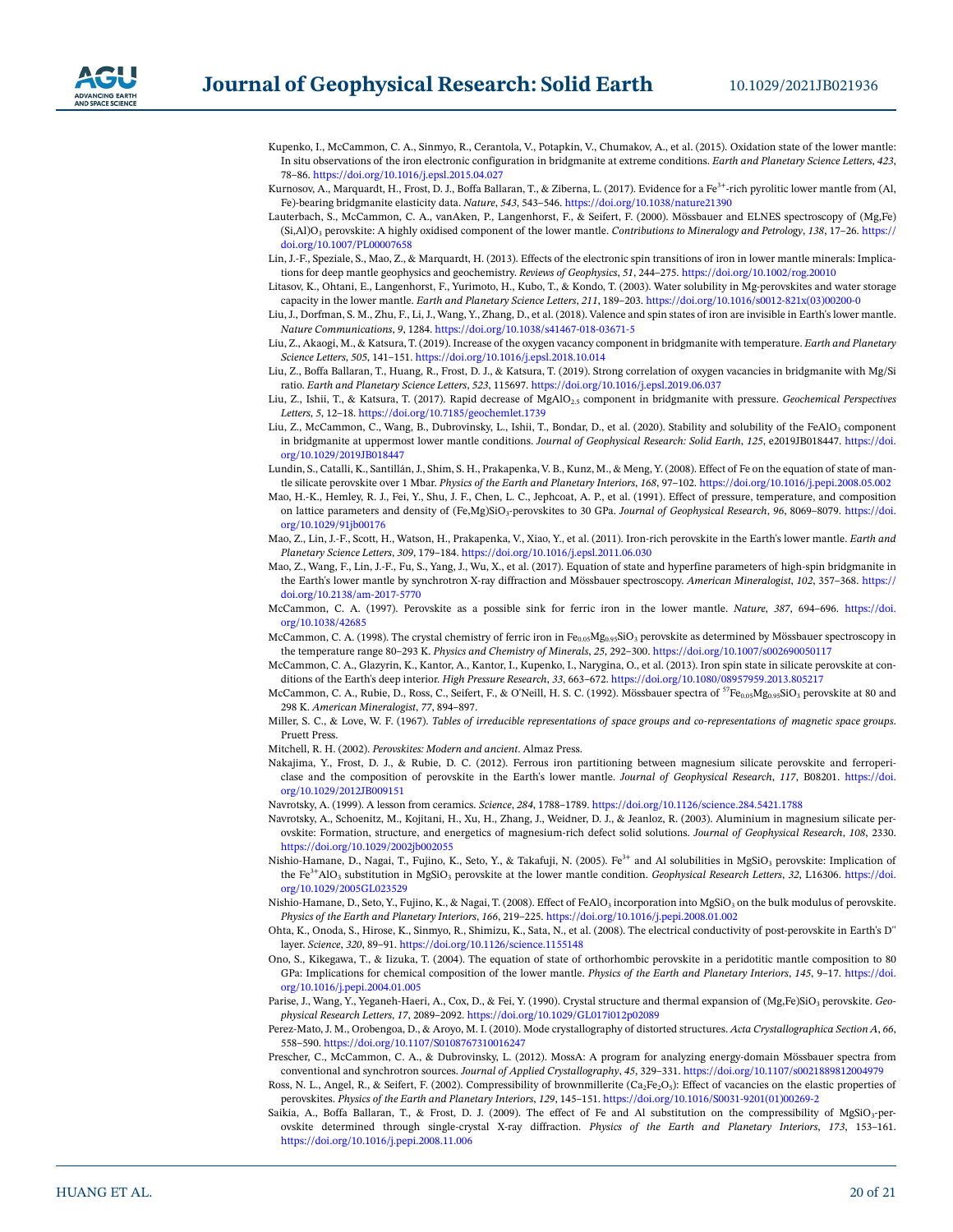Kupenko, I., McCammon, C. A., Sinmyo, R., Cerantola, V., Potapkin, V., Chumakov, A., et al. (2015). Oxidation state of the lower mantle: In situ observations of the iron electronic configuration in bridgmanite at extreme conditions. *Earth and Planetary Science Letters*, *423*, 78–86. https://doi.org/10.1016/j.epsl.2015.04.027

Kurnosov, A., Marquardt, H., Frost, D. J., Boffa Ballaran, T., & Ziberna, L. (2017). Evidence for a $Fe^{3+}$-rich pyrolitic lower mantle from (Al, Fe)-bearing bridgmanite elasticity data. *Nature*, *543*, 543–546. https://doi.org/10.1038/nature21390

Lauterbach, S., McCammon, C. A., vanAken, P., Langenhorst, F., & Seifert, F. (2000). Mössbauer and ELNES spectroscopy of (Mg,Fe)(Si,Al)$O_3$ perovskite: A highly oxidised component of the lower mantle. *Contributions to Mineralogy and Petrology*, *138*, 17–26. https://doi.org/10.1007/PL00007658

Lin, J.-F., Speziale, S., Mao, Z., & Marquardt, H. (2013). Effects of the electronic spin transitions of iron in lower mantle minerals: Implications for deep mantle geophysics and geochemistry. *Reviews of Geophysics*, *51*, 244–275. https://doi.org/10.1002/rog.20010

Litasov, K., Ohtani, E., Langenhorst, F., Yurimoto, H., Kubo, T., & Kondo, T. (2003). Water solubility in Mg-perovskites and water storage capacity in the lower mantle. *Earth and Planetary Science Letters*, *211*, 189–203. https://doi.org/10.1016/s0012-821x(03)00200-0

Liu, J., Dorfman, S. M., Zhu, F., Li, J., Wang, Y., Zhang, D., et al. (2018). Valence and spin states of iron are invisible in Earth's lower mantle. *Nature Communications*, *9*, 1284. https://doi.org/10.1038/s41467-018-03671-5

Liu, Z., Akaogi, M., & Katsura, T. (2019). Increase of the oxygen vacancy component in bridgmanite with temperature. *Earth and Planetary Science Letters*, *505*, 141–151. https://doi.org/10.1016/j.epsl.2018.10.014

Liu, Z., Boffa Ballaran, T., Huang, R., Frost, D. J., & Katsura, T. (2019). Strong correlation of oxygen vacancies in bridgmanite with Mg/Si ratio. *Earth and Planetary Science Letters*, *523*, 115697. https://doi.org/10.1016/j.epsl.2019.06.037

Liu, Z., Ishii, T., & Katsura, T. (2017). Rapid decrease of $MgAlO_{2.5}$ component in bridgmanite with pressure. *Geochemical Perspectives Letters*, *5*, 12–18. https://doi.org/10.7185/geochemlet.1739

Liu, Z., McCammon, C., Wang, B., Dubrovinsky, L., Ishii, T., Bondar, D., et al. (2020). Stability and solubility of the $FeAlO_3$ component in bridgmanite at uppermost lower mantle conditions. *Journal of Geophysical Research: Solid Earth*, *125*, e2019JB018447. https://doi.org/10.1029/2019JB018447

Lundin, S., Catalli, K., Santillán, J., Shim, S. H., Prakapenka, V. B., Kunz, M., & Meng, Y. (2008). Effect of Fe on the equation of state of mantle silicate perovskite over 1 Mbar. *Physics of the Earth and Planetary Interiors*, *168*, 97–102. https://doi.org/10.1016/j.pepi.2008.05.002

Mao, H.-K., Hemley, R. J., Fei, Y., Shu, J. F., Chen, L. C., Jephcoat, A. P., et al. (1991). Effect of pressure, temperature, and composition on lattice parameters and density of (Fe,Mg)$SiO_3$-perovskites to 30 GPa. *Journal of Geophysical Research*, *96*, 8069–8079. https://doi.org/10.1029/91jb00176

Mao, Z., Lin, J.-F., Scott, H., Watson, H., Prakapenka, V., Xiao, Y., et al. (2011). Iron-rich perovskite in the Earth's lower mantle. *Earth and Planetary Science Letters*, *309*, 179–184. https://doi.org/10.1016/j.epsl.2011.06.030

Mao, Z., Wang, F., Lin, J.-F., Fu, S., Yang, J., Wu, X., et al. (2017). Equation of state and hyperfine parameters of high-spin bridgmanite in the Earth's lower mantle by synchrotron X-ray diffraction and Mössbauer spectroscopy. *American Mineralogist*, *102*, 357–368. https://doi.org/10.2138/am-2017-5770

McCammon, C. A. (1997). Perovskite as a possible sink for ferric iron in the lower mantle. *Nature*, *387*, 694–696. https://doi.org/10.1038/42685

McCammon, C. A. (1998). The crystal chemistry of ferric iron in $Fe_{0.05}Mg_{0.95}SiO_3$ perovskite as determined by Mössbauer spectroscopy in the temperature range 80–293 K. *Physics and Chemistry of Minerals*, *25*, 292–300. https://doi.org/10.1007/s002690050117

McCammon, C. A., Glazyrin, K., Kantor, A., Kantor, I., Kupenko, I., Narygina, O., et al. (2013). Iron spin state in silicate perovskite at conditions of the Earth's deep interior. *High Pressure Research*, *33*, 663–672. https://doi.org/10.1080/08957959.2013.805217

McCammon, C. A., Rubie, D., Ross, C., Seifert, F., & O'Neill, H. S. C. (1992). Mössbauer spectra of $^{57}Fe_{0.05}Mg_{0.95}SiO_3$ perovskite at 80 and 298 K. *American Mineralogist*, *77*, 894–897.

Miller, S. C., & Love, W. F. (1967). *Tables of irreducible representations of space groups and co-representations of magnetic space groups*. Pruett Press.

Mitchell, R. H. (2002). *Perovskites: Modern and ancient*. Almaz Press.

Nakajima, Y., Frost, D. J., & Rubie, D. C. (2012). Ferrous iron partitioning between magnesium silicate perovskite and ferropericlase and the composition of perovskite in the Earth's lower mantle. *Journal of Geophysical Research*, *117*, B08201. https://doi.org/10.1029/2012JB009151

Navrotsky, A. (1999). A lesson from ceramics. *Science*, *284*, 1788–1789. https://doi.org/10.1126/science.284.5421.1788

Navrotsky, A., Schoenitz, M., Kojitani, H., Xu, H., Zhang, J., Weidner, D. J., & Jeanloz, R. (2003). Aluminium in magnesium silicate perovskite: Formation, structure, and energetics of magnesium-rich defect solid solutions. *Journal of Geophysical Research*, *108*, 2330. https://doi.org/10.1029/2002jb002055

Nishio-Hamane, D., Nagai, T., Fujino, K., Seto, Y., & Takafuji, N. (2005). $Fe^{3+}$ and Al solubilities in $MgSiO_3$ perovskite: Implication of the $Fe^{3+}AlO_3$ substitution in $MgSiO_3$ perovskite at the lower mantle condition. *Geophysical Research Letters*, *32*, L16306. https://doi.org/10.1029/2005GL023529

Nishio-Hamane, D., Seto, Y., Fujino, K., & Nagai, T. (2008). Effect of $FeAlO_3$ incorporation into $MgSiO_3$ on the bulk modulus of perovskite. *Physics of the Earth and Planetary Interiors*, *166*, 219–225. https://doi.org/10.1016/j.pepi.2008.01.002

Ohta, K., Onoda, S., Hirose, K., Sinmyo, R., Shimizu, K., Sata, N., et al. (2008). The electrical conductivity of post-perovskite in Earth's D'' layer. *Science*, *320*, 89–91. https://doi.org/10.1126/science.1155148

Ono, S., Kikegawa, T., & Iizuka, T. (2004). The equation of state of orthorhombic perovskite in a peridotitic mantle composition to 80 GPa: Implications for chemical composition of the lower mantle. *Physics of the Earth and Planetary Interiors*, *145*, 9–17. https://doi.org/10.1016/j.pepi.2004.01.005

Parise, J., Wang, Y., Yeganeh-Haeri, A., Cox, D., & Fei, Y. (1990). Crystal structure and thermal expansion of (Mg,Fe)$SiO_3$ perovskite. *Geophysical Research Letters*, *17*, 2089–2092. https://doi.org/10.1029/GL017i012p02089

Perez-Mato, J. M., Orobengoa, D., & Aroyo, M. I. (2010). Mode crystallography of distorted structures. *Acta Crystallographica Section A*, *66*, 558–590. https://doi.org/10.1107/S0108767310016247

Prescher, C., McCammon, C. A., & Dubrovinsky, L. (2012). MossA: A program for analyzing energy-domain Mössbauer spectra from conventional and synchrotron sources. *Journal of Applied Crystallography*, *45*, 329–331. https://doi.org/10.1107/s0021889812004979

Ross, N. L., Angel, R., & Seifert, F. (2002). Compressibility of brownmillerite ($Ca_2Fe_2O_5$): Effect of vacancies on the elastic properties of perovskites. *Physics of the Earth and Planetary Interiors*, *129*, 145–151. https://doi.org/10.1016/S0031-9201(01)00269-2

Saikia, A., Boffa Ballaran, T., & Frost, D. J. (2009). The effect of Fe and Al substitution on the compressibility of $MgSiO_3$-perovskite determined through single-crystal X-ray diffraction. *Physics of the Earth and Planetary Interiors*, *173*, 153–161. https://doi.org/10.1016/j.pepi.2008.11.006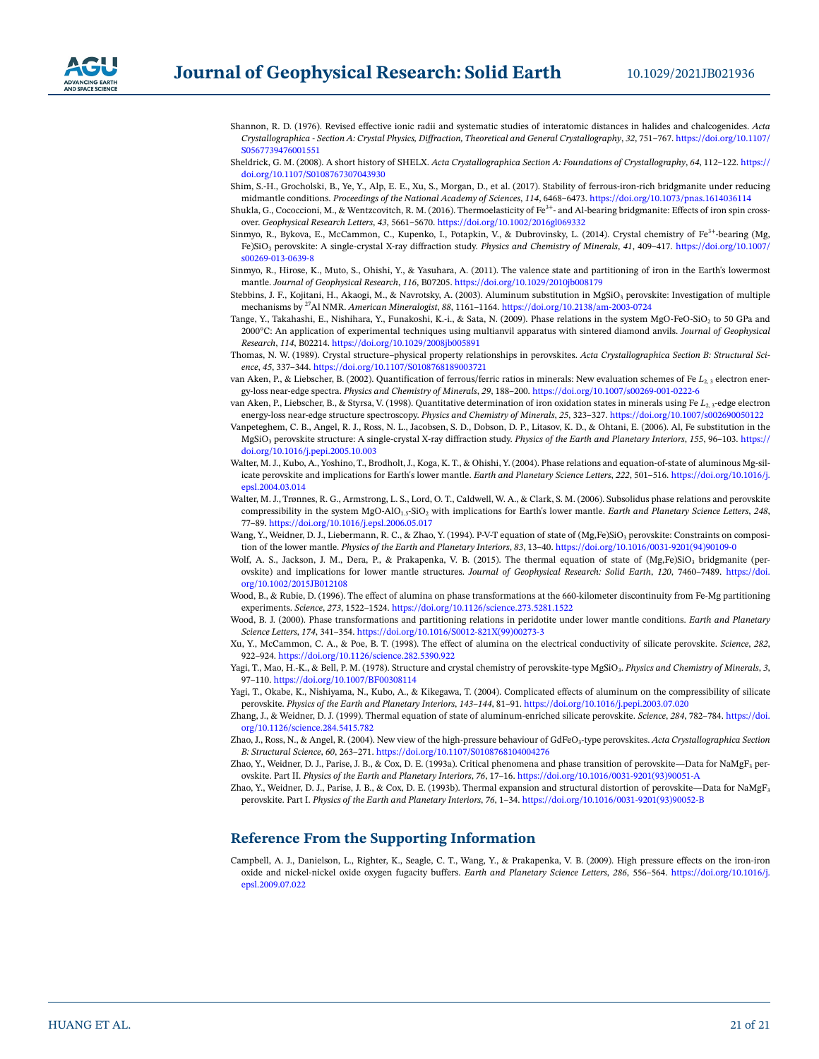Shannon, R. D. (1976). Revised effective ionic radii and systematic studies of interatomic distances in halides and chalcogenides. *Acta Crystallographica - Section A: Crystal Physics, Diffraction, Theoretical and General Crystallography*, *32*, 751–767. https://doi.org/10.1107/S0567739476001551

Sheldrick, G. M. (2008). A short history of SHELX. *Acta Crystallographica Section A: Foundations of Crystallography*, *64*, 112–122. https://doi.org/10.1107/S0108767307043930

Shim, S.-H., Grocholski, B., Ye, Y., Alp, E. E., Xu, S., Morgan, D., et al. (2017). Stability of ferrous-iron-rich bridgmanite under reducing midmantle conditions. *Proceedings of the National Academy of Sciences*, *114*, 6468–6473. https://doi.org/10.1073/pnas.1614036114

Shukla, G., Cococcioni, M., & Wentzcovitch, R. M. (2016). Thermoelasticity of $Fe^{3+}$- and Al-bearing bridgmanite: Effects of iron spin crossover. *Geophysical Research Letters*, *43*, 5661–5670. https://doi.org/10.1002/2016gl069332

Sinmyo, R., Bykova, E., McCammon, C., Kupenko, I., Potapkin, V., & Dubrovinsky, L. (2014). Crystal chemistry of $Fe^{3+}$-bearing (Mg, Fe)$SiO_3$ perovskite: A single-crystal X-ray diffraction study. *Physics and Chemistry of Minerals*, *41*, 409–417. https://doi.org/10.1007/s00269-013-0639-8

Sinmyo, R., Hirose, K., Muto, S., Ohishi, Y., & Yasuhara, A. (2011). The valence state and partitioning of iron in the Earth's lowermost mantle. *Journal of Geophysical Research*, *116*, B07205. https://doi.org/10.1029/2010jb008179

Stebbins, J. F., Kojitani, H., Akaogi, M., & Navrotsky, A. (2003). Aluminum substitution in $MgSiO_3$ perovskite: Investigation of multiple mechanisms by $^{27}$Al NMR. *American Mineralogist*, *88*, 1161–1164. https://doi.org/10.2138/am-2003-0724

Tange, Y., Takahashi, E., Nishihara, Y., Funakoshi, K.-i., & Sata, N. (2009). Phase relations in the system MgO-FeO-$SiO_2$ to 50 GPa and 2000°C: An application of experimental techniques using multianvil apparatus with sintered diamond anvils. *Journal of Geophysical Research*, *114*, B02214. https://doi.org/10.1029/2008jb005891

Thomas, N. W. (1989). Crystal structure–physical property relationships in perovskites. *Acta Crystallographica Section B: Structural Science*, *45*, 337–344. https://doi.org/10.1107/S0108768189003721

van Aken, P., & Liebscher, B. (2002). Quantification of ferrous/ferric ratios in minerals: New evaluation schemes of Fe $L_{2,3}$ electron energy-loss near-edge spectra. *Physics and Chemistry of Minerals*, *29*, 188–200. https://doi.org/10.1007/s00269-001-0222-6

van Aken, P., Liebscher, B., & Styrsa, V. (1998). Quantitative determination of iron oxidation states in minerals using Fe $L_{2,3}$-edge electron energy-loss near-edge structure spectroscopy. *Physics and Chemistry of Minerals*, *25*, 323–327. https://doi.org/10.1007/s002690050122

Vanpeteghem, C. B., Angel, R. J., Ross, N. L., Jacobsen, S. D., Dobson, D. P., Litasov, K. D., & Ohtani, E. (2006). Al, Fe substitution in the $MgSiO_3$ perovskite structure: A single-crystal X-ray diffraction study. *Physics of the Earth and Planetary Interiors*, *155*, 96–103. https://doi.org/10.1016/j.pepi.2005.10.003

Walter, M. J., Kubo, A., Yoshino, T., Brodholt, J., Koga, K. T., & Ohishi, Y. (2004). Phase relations and equation-of-state of aluminous Mg-silicate perovskite and implications for Earth's lower mantle. *Earth and Planetary Science Letters*, *222*, 501–516. https://doi.org/10.1016/j.epsl.2004.03.014

Walter, M. J., Trønnes, R. G., Armstrong, L. S., Lord, O. T., Caldwell, W. A., & Clark, S. M. (2006). Subsolidus phase relations and perovskite compressibility in the system MgO-$AlO_{1.5}$-$SiO_2$ with implications for Earth's lower mantle. *Earth and Planetary Science Letters*, *248*, 77–89. https://doi.org/10.1016/j.epsl.2006.05.017

Wang, Y., Weidner, D. J., Liebermann, R. C., & Zhao, Y. (1994). P-V-T equation of state of (Mg,Fe)$SiO_3$ perovskite: Constraints on composition of the lower mantle. *Physics of the Earth and Planetary Interiors*, *83*, 13–40. https://doi.org/10.1016/0031-9201(94)90109-0

Wolf, A. S., Jackson, J. M., Dera, P., & Prakapenka, V. B. (2015). The thermal equation of state of (Mg,Fe)$SiO_3$ bridgmanite (perovskite) and implications for lower mantle structures. *Journal of Geophysical Research: Solid Earth*, *120*, 7460–7489. https://doi.org/10.1002/2015JB012108

Wood, B., & Rubie, D. (1996). The effect of alumina on phase transformations at the 660-kilometer discontinuity from Fe-Mg partitioning experiments. *Science*, *273*, 1522–1524. https://doi.org/10.1126/science.273.5281.1522

Wood, B. J. (2000). Phase transformations and partitioning relations in peridotite under lower mantle conditions. *Earth and Planetary Science Letters*, *174*, 341–354. https://doi.org/10.1016/S0012-821X(99)00273-3

Xu, Y., McCammon, C. A., & Poe, B. T. (1998). The effect of alumina on the electrical conductivity of silicate perovskite. *Science*, *282*, 922–924. https://doi.org/10.1126/science.282.5390.922

Yagi, T., Mao, H.-K., & Bell, P. M. (1978). Structure and crystal chemistry of perovskite-type $MgSiO_3$. *Physics and Chemistry of Minerals*, *3*, 97–110. https://doi.org/10.1007/BF00308114

Yagi, T., Okabe, K., Nishiyama, N., Kubo, A., & Kikegawa, T. (2004). Complicated effects of aluminum on the compressibility of silicate perovskite. *Physics of the Earth and Planetary Interiors*, *143–144*, 81–91. https://doi.org/10.1016/j.pepi.2003.07.020

Zhang, J., & Weidner, D. J. (1999). Thermal equation of state of aluminum-enriched silicate perovskite. *Science*, *284*, 782–784. https://doi.org/10.1126/science.284.5415.782

Zhao, J., Ross, N., & Angel, R. (2004). New view of the high-pressure behaviour of $GdFeO_3$-type perovskites. *Acta Crystallographica Section B: Structural Science*, *60*, 263–271. https://doi.org/10.1107/S0108768104004276

Zhao, Y., Weidner, D. J., Parise, J. B., & Cox, D. E. (1993a). Critical phenomena and phase transition of perovskite—Data for $NaMgF_3$ perovskite. Part II. *Physics of the Earth and Planetary Interiors*, *76*, 17–16. https://doi.org/10.1016/0031-9201(93)90051-A

Zhao, Y., Weidner, D. J., Parise, J. B., & Cox, D. E. (1993b). Thermal expansion and structural distortion of perovskite—Data for $NaMgF_3$ perovskite. Part I. *Physics of the Earth and Planetary Interiors*, *76*, 1–34. https://doi.org/10.1016/0031-9201(93)90052-B

## Reference From the Supporting Information

Campbell, A. J., Danielson, L., Righter, K., Seagle, C. T., Wang, Y., & Prakapenka, V. B. (2009). High pressure effects on the iron-iron oxide and nickel-nickel oxide oxygen fugacity buffers. *Earth and Planetary Science Letters*, *286*, 556–564. https://doi.org/10.1016/j.epsl.2009.07.022